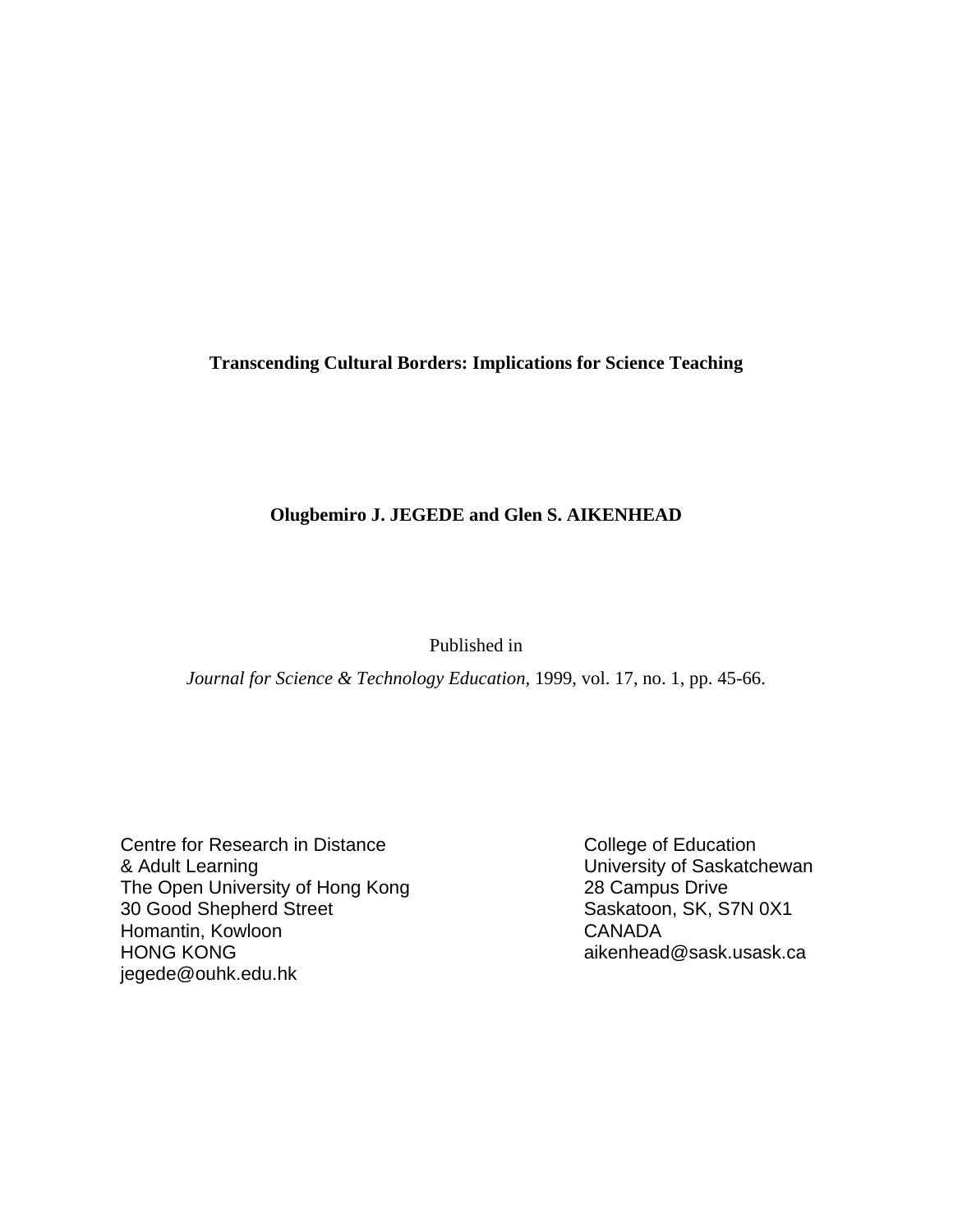# Transcending Cultural Borders: Implications for Science Teaching

**Olugbemiro J. JEGEDE and Glen S. AIKENHEAD**

Published in

*Journal for Science & Technology Education*, 1999, vol. 17, no. 1, pp. 45-66.

Centre for Research in Distance
& Adult Learning
The Open University of Hong Kong
30 Good Shepherd Street
Homantin, Kowloon
HONG KONG
jegede@ouhk.edu.hk

College of Education
University of Saskatchewan
28 Campus Drive
Saskatoon, SK, S7N 0X1
CANADA
aikenhead@sask.usask.ca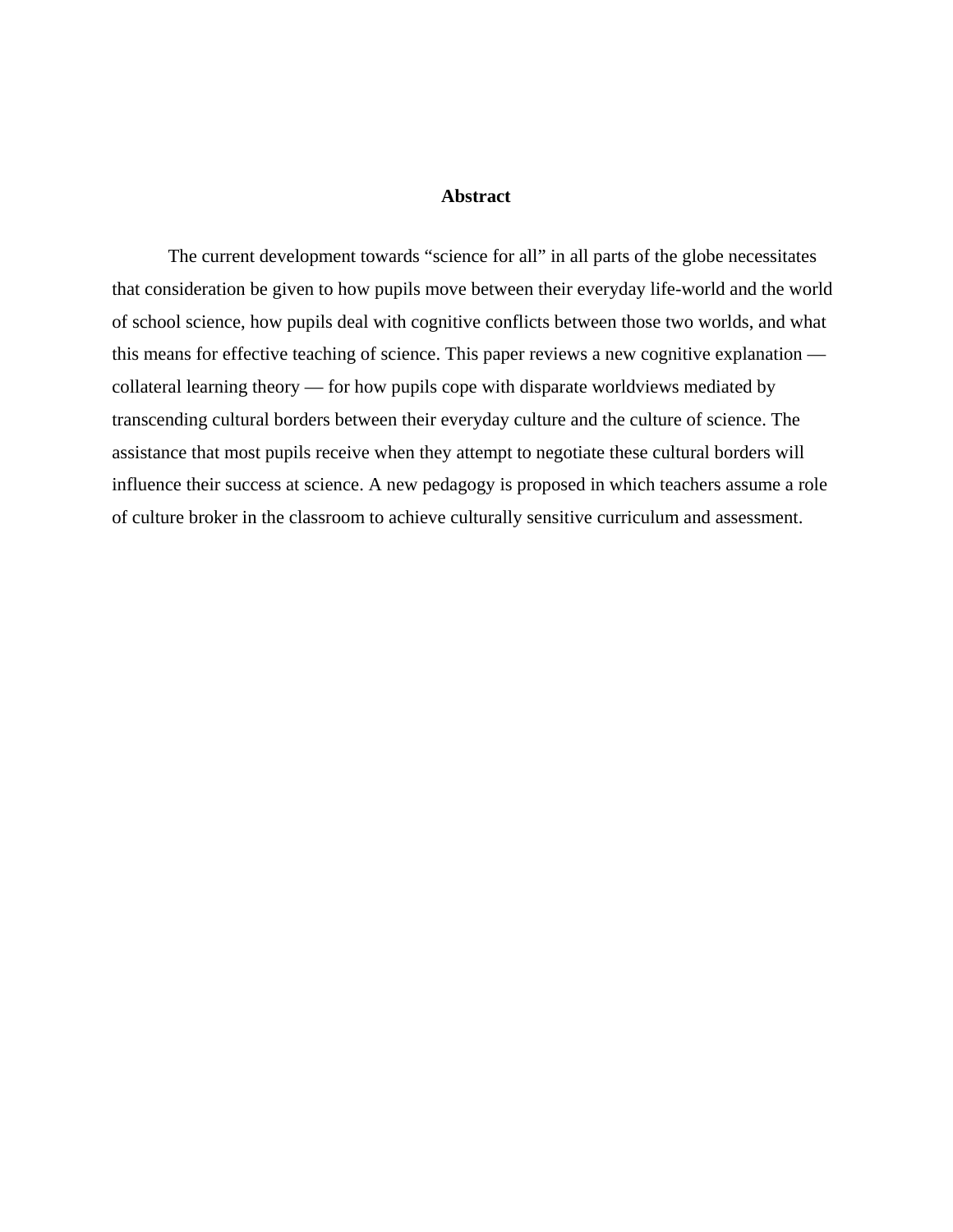## Abstract

The current development towards “science for all” in all parts of the globe necessitates that consideration be given to how pupils move between their everyday life-world and the world of school science, how pupils deal with cognitive conflicts between those two worlds, and what this means for effective teaching of science. This paper reviews a new cognitive explanation — collateral learning theory — for how pupils cope with disparate worldviews mediated by transcending cultural borders between their everyday culture and the culture of science. The assistance that most pupils receive when they attempt to negotiate these cultural borders will influence their success at science. A new pedagogy is proposed in which teachers assume a role of culture broker in the classroom to achieve culturally sensitive curriculum and assessment.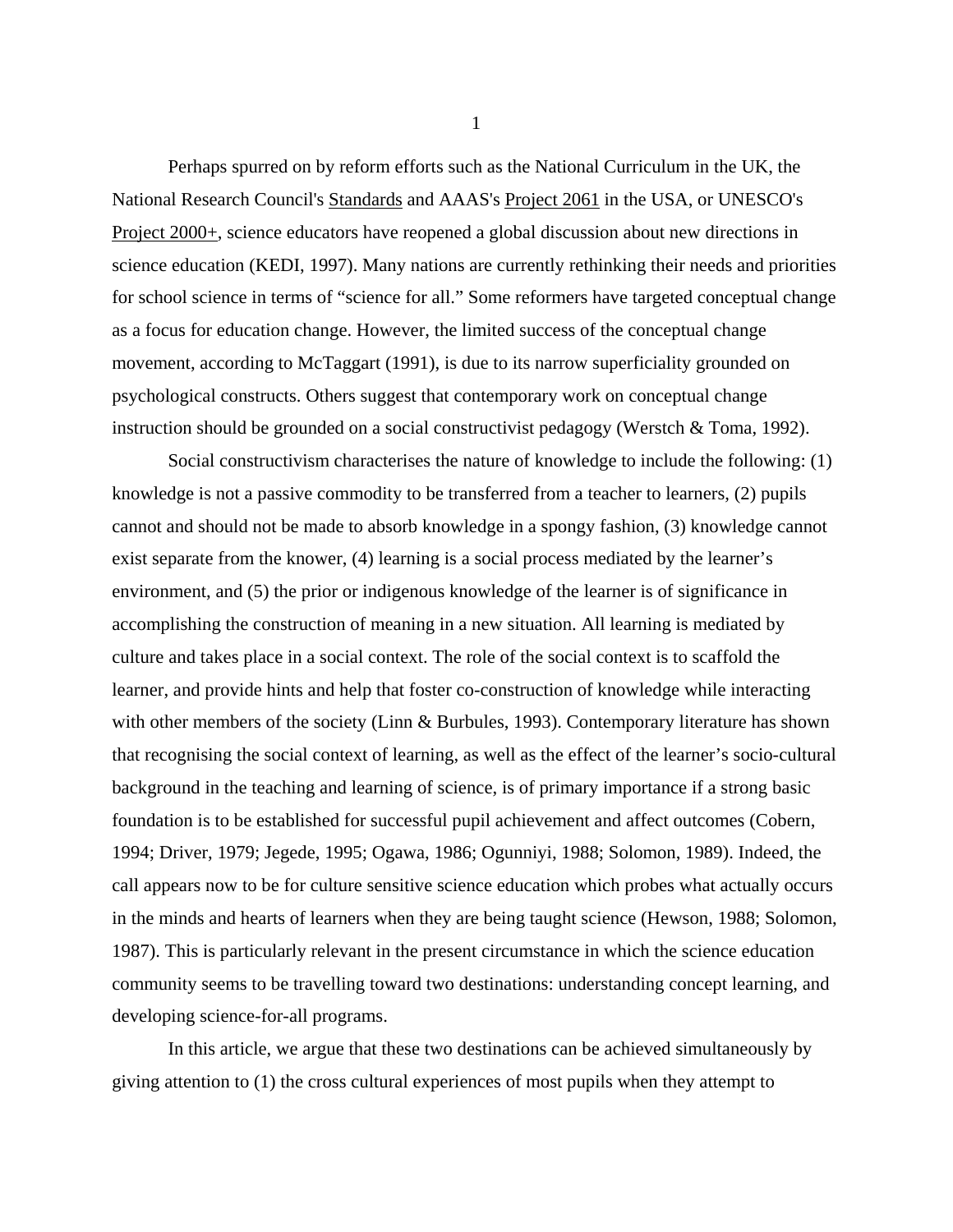Perhaps spurred on by reform efforts such as the National Curriculum in the UK, the National Research Council's Standards and AAAS's Project 2061 in the USA, or UNESCO's Project 2000+, science educators have reopened a global discussion about new directions in science education (KEDI, 1997). Many nations are currently rethinking their needs and priorities for school science in terms of "science for all." Some reformers have targeted conceptual change as a focus for education change. However, the limited success of the conceptual change movement, according to McTaggart (1991), is due to its narrow superficiality grounded on psychological constructs. Others suggest that contemporary work on conceptual change instruction should be grounded on a social constructivist pedagogy (Werstch & Toma, 1992).

Social constructivism characterises the nature of knowledge to include the following: (1) knowledge is not a passive commodity to be transferred from a teacher to learners, (2) pupils cannot and should not be made to absorb knowledge in a spongy fashion, (3) knowledge cannot exist separate from the knower, (4) learning is a social process mediated by the learner's environment, and (5) the prior or indigenous knowledge of the learner is of significance in accomplishing the construction of meaning in a new situation. All learning is mediated by culture and takes place in a social context. The role of the social context is to scaffold the learner, and provide hints and help that foster co-construction of knowledge while interacting with other members of the society (Linn & Burbules, 1993). Contemporary literature has shown that recognising the social context of learning, as well as the effect of the learner's socio-cultural background in the teaching and learning of science, is of primary importance if a strong basic foundation is to be established for successful pupil achievement and affect outcomes (Cobern, 1994; Driver, 1979; Jegede, 1995; Ogawa, 1986; Ogunniyi, 1988; Solomon, 1989). Indeed, the call appears now to be for culture sensitive science education which probes what actually occurs in the minds and hearts of learners when they are being taught science (Hewson, 1988; Solomon, 1987). This is particularly relevant in the present circumstance in which the science education community seems to be travelling toward two destinations: understanding concept learning, and developing science-for-all programs.

In this article, we argue that these two destinations can be achieved simultaneously by giving attention to (1) the cross cultural experiences of most pupils when they attempt to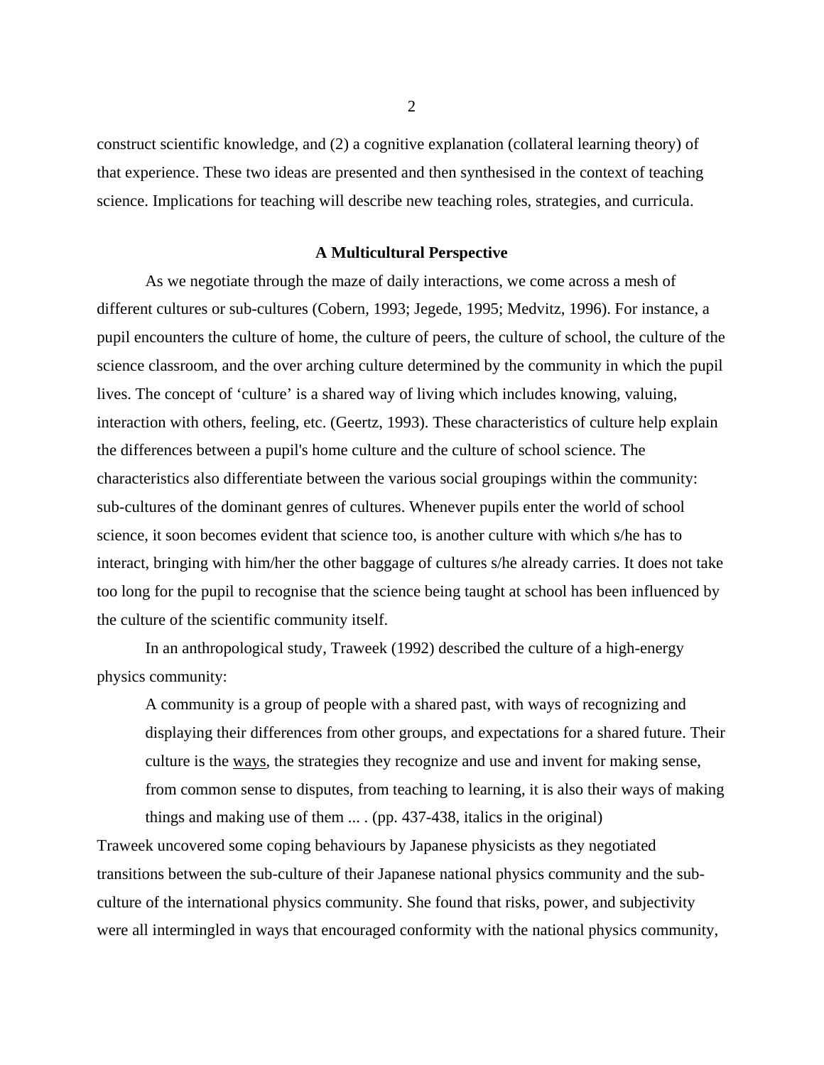construct scientific knowledge, and (2) a cognitive explanation (collateral learning theory) of that experience. These two ideas are presented and then synthesised in the context of teaching science. Implications for teaching will describe new teaching roles, strategies, and curricula.

## A Multicultural Perspective

As we negotiate through the maze of daily interactions, we come across a mesh of different cultures or sub-cultures (Cobern, 1993; Jegede, 1995; Medvitz, 1996). For instance, a pupil encounters the culture of home, the culture of peers, the culture of school, the culture of the science classroom, and the over arching culture determined by the community in which the pupil lives. The concept of 'culture' is a shared way of living which includes knowing, valuing, interaction with others, feeling, etc. (Geertz, 1993). These characteristics of culture help explain the differences between a pupil's home culture and the culture of school science. The characteristics also differentiate between the various social groupings within the community: sub-cultures of the dominant genres of cultures. Whenever pupils enter the world of school science, it soon becomes evident that science too, is another culture with which s/he has to interact, bringing with him/her the other baggage of cultures s/he already carries. It does not take too long for the pupil to recognise that the science being taught at school has been influenced by the culture of the scientific community itself.

In an anthropological study, Traweek (1992) described the culture of a high-energy physics community:

> A community is a group of people with a shared past, with ways of recognizing and displaying their differences from other groups, and expectations for a shared future. Their culture is the <u>ways</u>, the strategies they recognize and use and invent for making sense, from common sense to disputes, from teaching to learning, it is also their ways of making things and making use of them ... . (pp. 437-438, italics in the original)

Traweek uncovered some coping behaviours by Japanese physicists as they negotiated transitions between the sub-culture of their Japanese national physics community and the sub-culture of the international physics community. She found that risks, power, and subjectivity were all intermingled in ways that encouraged conformity with the national physics community,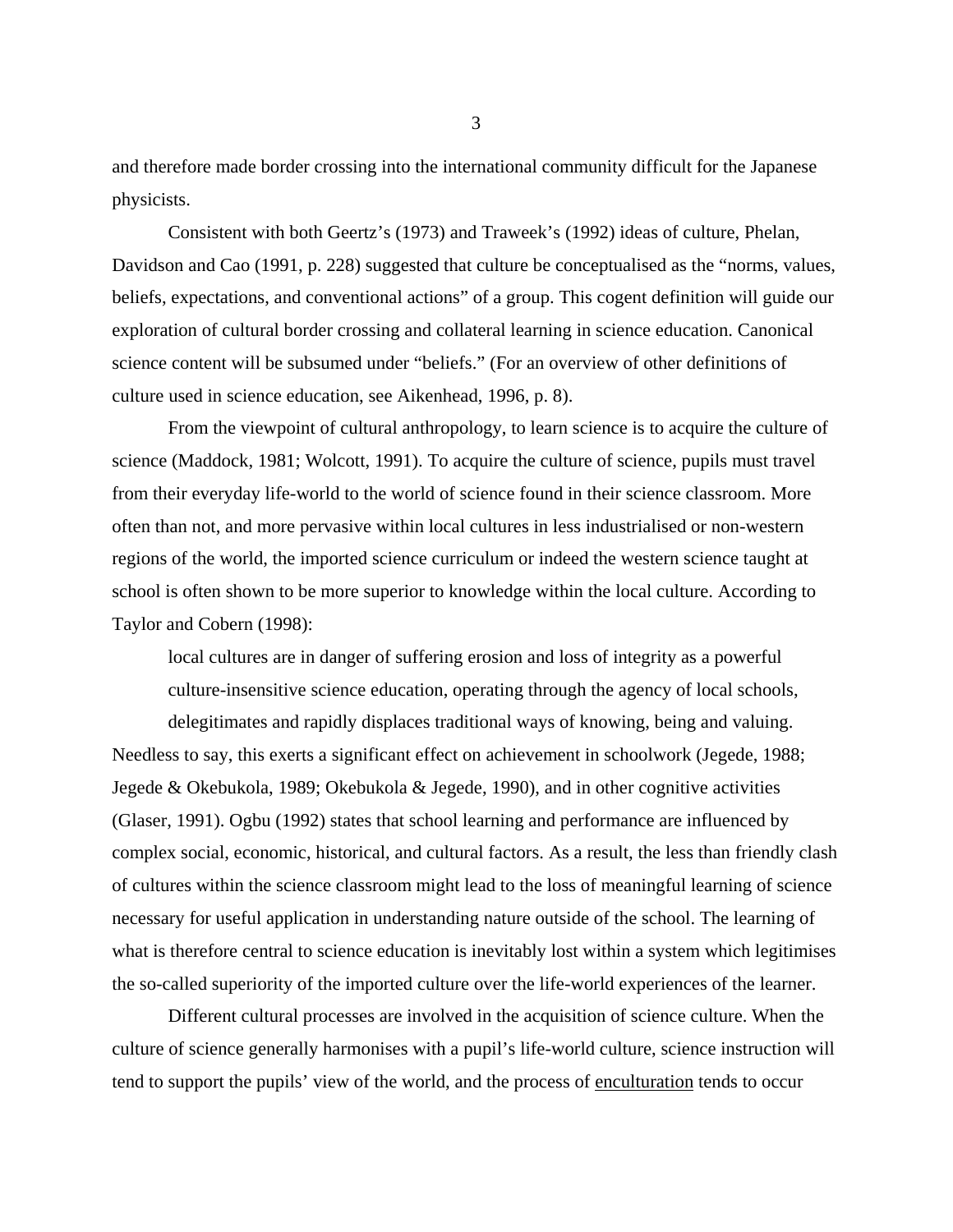and therefore made border crossing into the international community difficult for the Japanese physicists.

Consistent with both Geertz's (1973) and Traweek's (1992) ideas of culture, Phelan, Davidson and Cao (1991, p. 228) suggested that culture be conceptualised as the "norms, values, beliefs, expectations, and conventional actions" of a group. This cogent definition will guide our exploration of cultural border crossing and collateral learning in science education. Canonical science content will be subsumed under "beliefs." (For an overview of other definitions of culture used in science education, see Aikenhead, 1996, p. 8).

From the viewpoint of cultural anthropology, to learn science is to acquire the culture of science (Maddock, 1981; Wolcott, 1991). To acquire the culture of science, pupils must travel from their everyday life-world to the world of science found in their science classroom. More often than not, and more pervasive within local cultures in less industrialised or non-western regions of the world, the imported science curriculum or indeed the western science taught at school is often shown to be more superior to knowledge within the local culture. According to Taylor and Cobern (1998):

> local cultures are in danger of suffering erosion and loss of integrity as a powerful culture-insensitive science education, operating through the agency of local schools, delegitimates and rapidly displaces traditional ways of knowing, being and valuing.

Needless to say, this exerts a significant effect on achievement in schoolwork (Jegede, 1988; Jegede & Okebukola, 1989; Okebukola & Jegede, 1990), and in other cognitive activities (Glaser, 1991). Ogbu (1992) states that school learning and performance are influenced by complex social, economic, historical, and cultural factors. As a result, the less than friendly clash of cultures within the science classroom might lead to the loss of meaningful learning of science necessary for useful application in understanding nature outside of the school. The learning of what is therefore central to science education is inevitably lost within a system which legitimises the so-called superiority of the imported culture over the life-world experiences of the learner.

Different cultural processes are involved in the acquisition of science culture. When the culture of science generally harmonises with a pupil's life-world culture, science instruction will tend to support the pupils' view of the world, and the process of <u>enculturation</u> tends to occur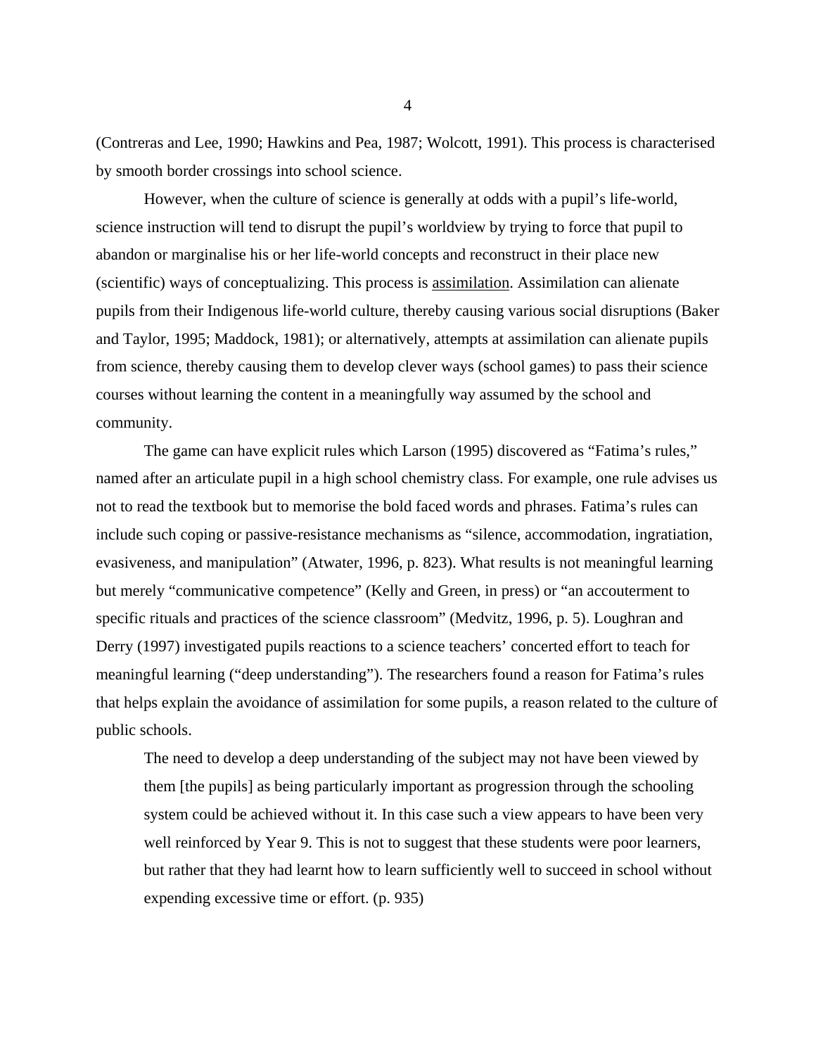(Contreras and Lee, 1990; Hawkins and Pea, 1987; Wolcott, 1991). This process is characterised by smooth border crossings into school science.

However, when the culture of science is generally at odds with a pupil's life-world, science instruction will tend to disrupt the pupil's worldview by trying to force that pupil to abandon or marginalise his or her life-world concepts and reconstruct in their place new (scientific) ways of conceptualizing. This process is <u>assimilation</u>. Assimilation can alienate pupils from their Indigenous life-world culture, thereby causing various social disruptions (Baker and Taylor, 1995; Maddock, 1981); or alternatively, attempts at assimilation can alienate pupils from science, thereby causing them to develop clever ways (school games) to pass their science courses without learning the content in a meaningfully way assumed by the school and community.

The game can have explicit rules which Larson (1995) discovered as "Fatima's rules," named after an articulate pupil in a high school chemistry class. For example, one rule advises us not to read the textbook but to memorise the bold faced words and phrases. Fatima's rules can include such coping or passive-resistance mechanisms as "silence, accommodation, ingratiation, evasiveness, and manipulation" (Atwater, 1996, p. 823). What results is not meaningful learning but merely "communicative competence" (Kelly and Green, in press) or "an accouterment to specific rituals and practices of the science classroom" (Medvitz, 1996, p. 5). Loughran and Derry (1997) investigated pupils reactions to a science teachers' concerted effort to teach for meaningful learning ("deep understanding"). The researchers found a reason for Fatima's rules that helps explain the avoidance of assimilation for some pupils, a reason related to the culture of public schools.

> The need to develop a deep understanding of the subject may not have been viewed by them [the pupils] as being particularly important as progression through the schooling system could be achieved without it. In this case such a view appears to have been very well reinforced by Year 9. This is not to suggest that these students were poor learners, but rather that they had learnt how to learn sufficiently well to succeed in school without expending excessive time or effort. (p. 935)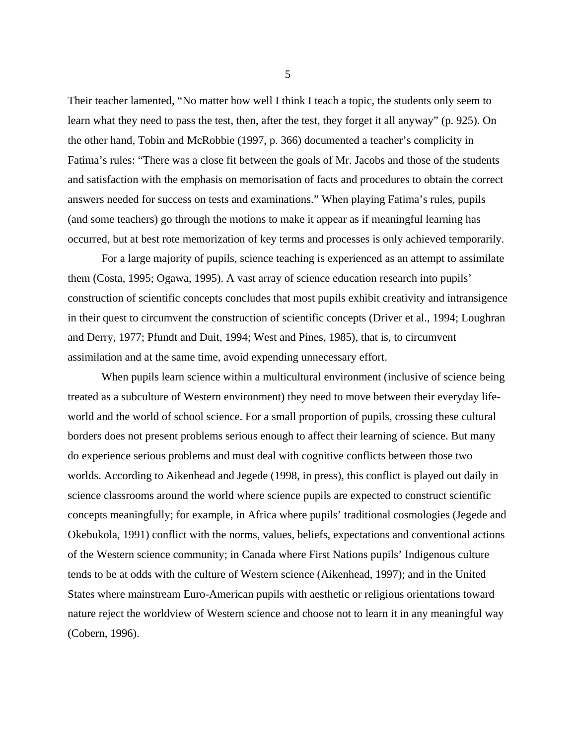Their teacher lamented, “No matter how well I think I teach a topic, the students only seem to learn what they need to pass the test, then, after the test, they forget it all anyway” (p. 925). On the other hand, Tobin and McRobbie (1997, p. 366) documented a teacher’s complicity in Fatima’s rules: “There was a close fit between the goals of Mr. Jacobs and those of the students and satisfaction with the emphasis on memorisation of facts and procedures to obtain the correct answers needed for success on tests and examinations.” When playing Fatima’s rules, pupils (and some teachers) go through the motions to make it appear as if meaningful learning has occurred, but at best rote memorization of key terms and processes is only achieved temporarily.

For a large majority of pupils, science teaching is experienced as an attempt to assimilate them (Costa, 1995; Ogawa, 1995). A vast array of science education research into pupils’ construction of scientific concepts concludes that most pupils exhibit creativity and intransigence in their quest to circumvent the construction of scientific concepts (Driver et al., 1994; Loughran and Derry, 1977; Pfundt and Duit, 1994; West and Pines, 1985), that is, to circumvent assimilation and at the same time, avoid expending unnecessary effort.

When pupils learn science within a multicultural environment (inclusive of science being treated as a subculture of Western environment) they need to move between their everyday life-world and the world of school science. For a small proportion of pupils, crossing these cultural borders does not present problems serious enough to affect their learning of science. But many do experience serious problems and must deal with cognitive conflicts between those two worlds. According to Aikenhead and Jegede (1998, in press), this conflict is played out daily in science classrooms around the world where science pupils are expected to construct scientific concepts meaningfully; for example, in Africa where pupils’ traditional cosmologies (Jegede and Okebukola, 1991) conflict with the norms, values, beliefs, expectations and conventional actions of the Western science community; in Canada where First Nations pupils’ Indigenous culture tends to be at odds with the culture of Western science (Aikenhead, 1997); and in the United States where mainstream Euro-American pupils with aesthetic or religious orientations toward nature reject the worldview of Western science and choose not to learn it in any meaningful way (Cobern, 1996).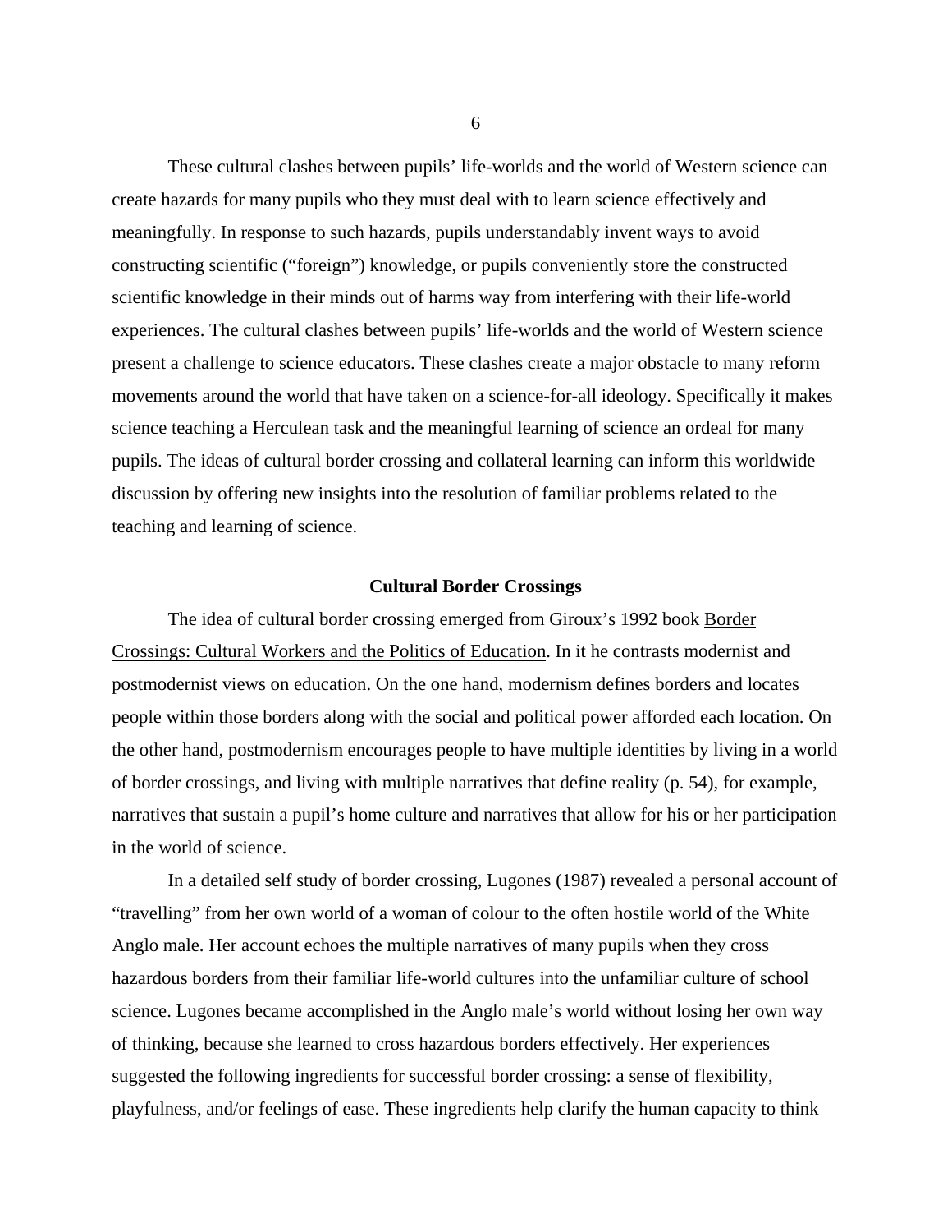These cultural clashes between pupils' life-worlds and the world of Western science can create hazards for many pupils who they must deal with to learn science effectively and meaningfully. In response to such hazards, pupils understandably invent ways to avoid constructing scientific ("foreign") knowledge, or pupils conveniently store the constructed scientific knowledge in their minds out of harms way from interfering with their life-world experiences. The cultural clashes between pupils' life-worlds and the world of Western science present a challenge to science educators. These clashes create a major obstacle to many reform movements around the world that have taken on a science-for-all ideology. Specifically it makes science teaching a Herculean task and the meaningful learning of science an ordeal for many pupils. The ideas of cultural border crossing and collateral learning can inform this worldwide discussion by offering new insights into the resolution of familiar problems related to the teaching and learning of science.

### Cultural Border Crossings

The idea of cultural border crossing emerged from Giroux's 1992 book Border Crossings: Cultural Workers and the Politics of Education. In it he contrasts modernist and postmodernist views on education. On the one hand, modernism defines borders and locates people within those borders along with the social and political power afforded each location. On the other hand, postmodernism encourages people to have multiple identities by living in a world of border crossings, and living with multiple narratives that define reality (p. 54), for example, narratives that sustain a pupil's home culture and narratives that allow for his or her participation in the world of science.

In a detailed self study of border crossing, Lugones (1987) revealed a personal account of "travelling" from her own world of a woman of colour to the often hostile world of the White Anglo male. Her account echoes the multiple narratives of many pupils when they cross hazardous borders from their familiar life-world cultures into the unfamiliar culture of school science. Lugones became accomplished in the Anglo male's world without losing her own way of thinking, because she learned to cross hazardous borders effectively. Her experiences suggested the following ingredients for successful border crossing: a sense of flexibility, playfulness, and/or feelings of ease. These ingredients help clarify the human capacity to think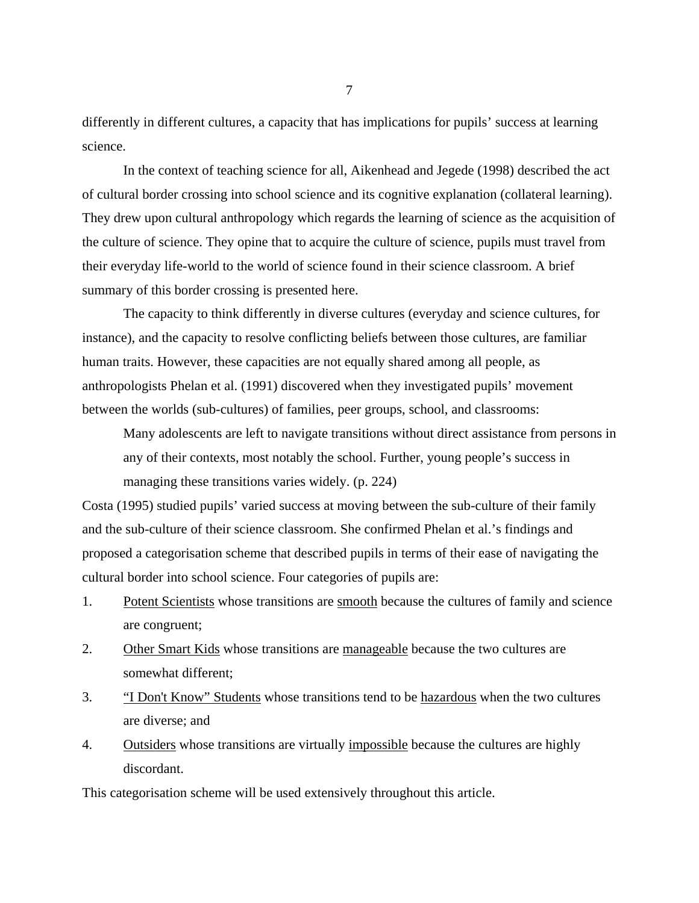differently in different cultures, a capacity that has implications for pupils' success at learning science.

In the context of teaching science for all, Aikenhead and Jegede (1998) described the act of cultural border crossing into school science and its cognitive explanation (collateral learning). They drew upon cultural anthropology which regards the learning of science as the acquisition of the culture of science. They opine that to acquire the culture of science, pupils must travel from their everyday life-world to the world of science found in their science classroom. A brief summary of this border crossing is presented here.

The capacity to think differently in diverse cultures (everyday and science cultures, for instance), and the capacity to resolve conflicting beliefs between those cultures, are familiar human traits. However, these capacities are not equally shared among all people, as anthropologists Phelan et al. (1991) discovered when they investigated pupils' movement between the worlds (sub-cultures) of families, peer groups, school, and classrooms:

> Many adolescents are left to navigate transitions without direct assistance from persons in any of their contexts, most notably the school. Further, young people's success in managing these transitions varies widely. (p. 224)

Costa (1995) studied pupils' varied success at moving between the sub-culture of their family and the sub-culture of their science classroom. She confirmed Phelan et al.'s findings and proposed a categorisation scheme that described pupils in terms of their ease of navigating the cultural border into school science. Four categories of pupils are:

1. <u>Potent Scientists</u> whose transitions are <u>smooth</u> because the cultures of family and science are congruent;
2. <u>Other Smart Kids</u> whose transitions are <u>manageable</u> because the two cultures are somewhat different;
3. <u>"I Don't Know" Students</u> whose transitions tend to be <u>hazardous</u> when the two cultures are diverse; and
4. <u>Outsiders</u> whose transitions are virtually <u>impossible</u> because the cultures are highly discordant.

This categorisation scheme will be used extensively throughout this article.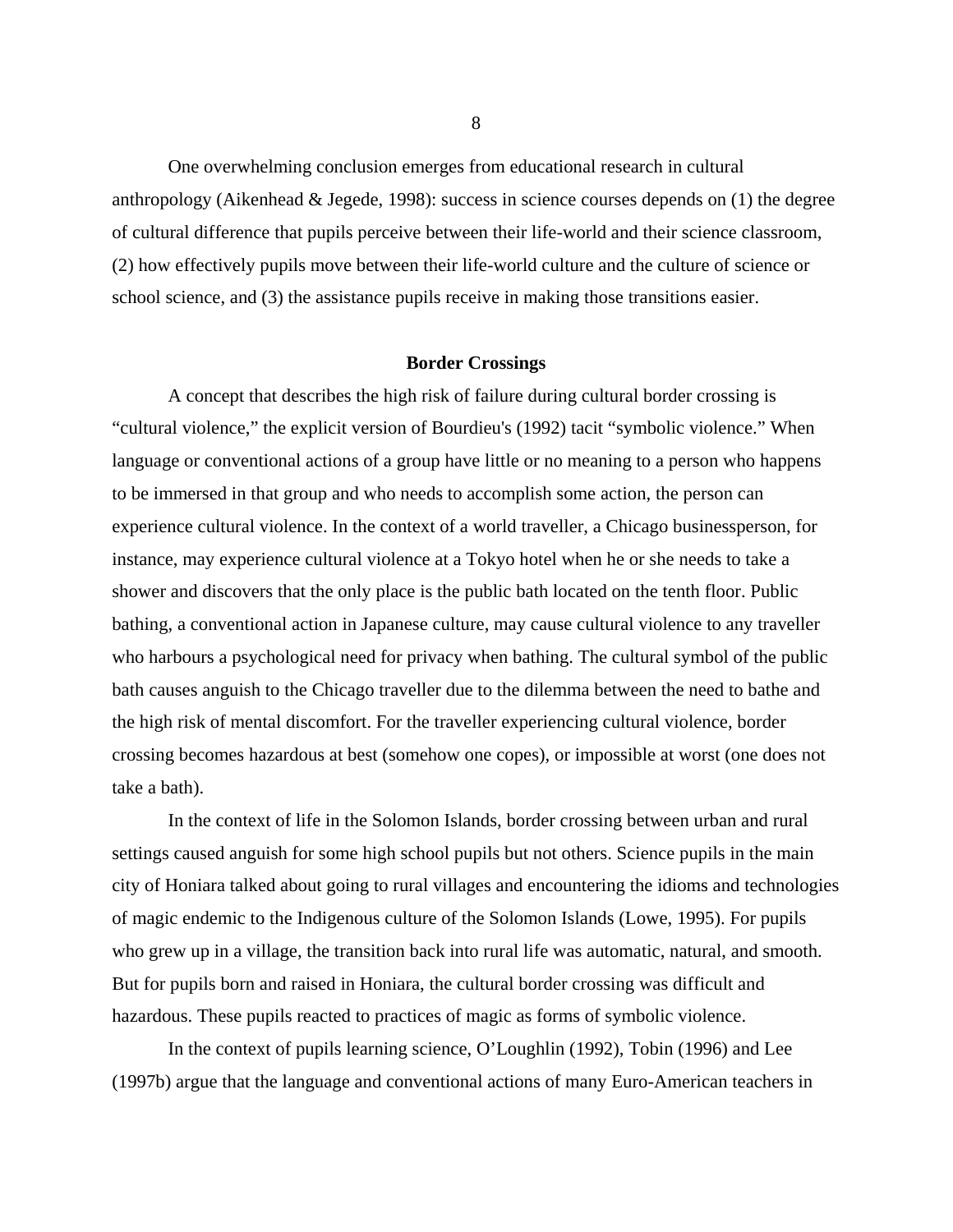One overwhelming conclusion emerges from educational research in cultural anthropology (Aikenhead & Jegede, 1998): success in science courses depends on (1) the degree of cultural difference that pupils perceive between their life-world and their science classroom, (2) how effectively pupils move between their life-world culture and the culture of science or school science, and (3) the assistance pupils receive in making those transitions easier.

## Border Crossings

A concept that describes the high risk of failure during cultural border crossing is "cultural violence," the explicit version of Bourdieu's (1992) tacit "symbolic violence." When language or conventional actions of a group have little or no meaning to a person who happens to be immersed in that group and who needs to accomplish some action, the person can experience cultural violence. In the context of a world traveller, a Chicago businessperson, for instance, may experience cultural violence at a Tokyo hotel when he or she needs to take a shower and discovers that the only place is the public bath located on the tenth floor. Public bathing, a conventional action in Japanese culture, may cause cultural violence to any traveller who harbours a psychological need for privacy when bathing. The cultural symbol of the public bath causes anguish to the Chicago traveller due to the dilemma between the need to bathe and the high risk of mental discomfort. For the traveller experiencing cultural violence, border crossing becomes hazardous at best (somehow one copes), or impossible at worst (one does not take a bath).

In the context of life in the Solomon Islands, border crossing between urban and rural settings caused anguish for some high school pupils but not others. Science pupils in the main city of Honiara talked about going to rural villages and encountering the idioms and technologies of magic endemic to the Indigenous culture of the Solomon Islands (Lowe, 1995). For pupils who grew up in a village, the transition back into rural life was automatic, natural, and smooth. But for pupils born and raised in Honiara, the cultural border crossing was difficult and hazardous. These pupils reacted to practices of magic as forms of symbolic violence.

In the context of pupils learning science, O'Loughlin (1992), Tobin (1996) and Lee (1997b) argue that the language and conventional actions of many Euro-American teachers in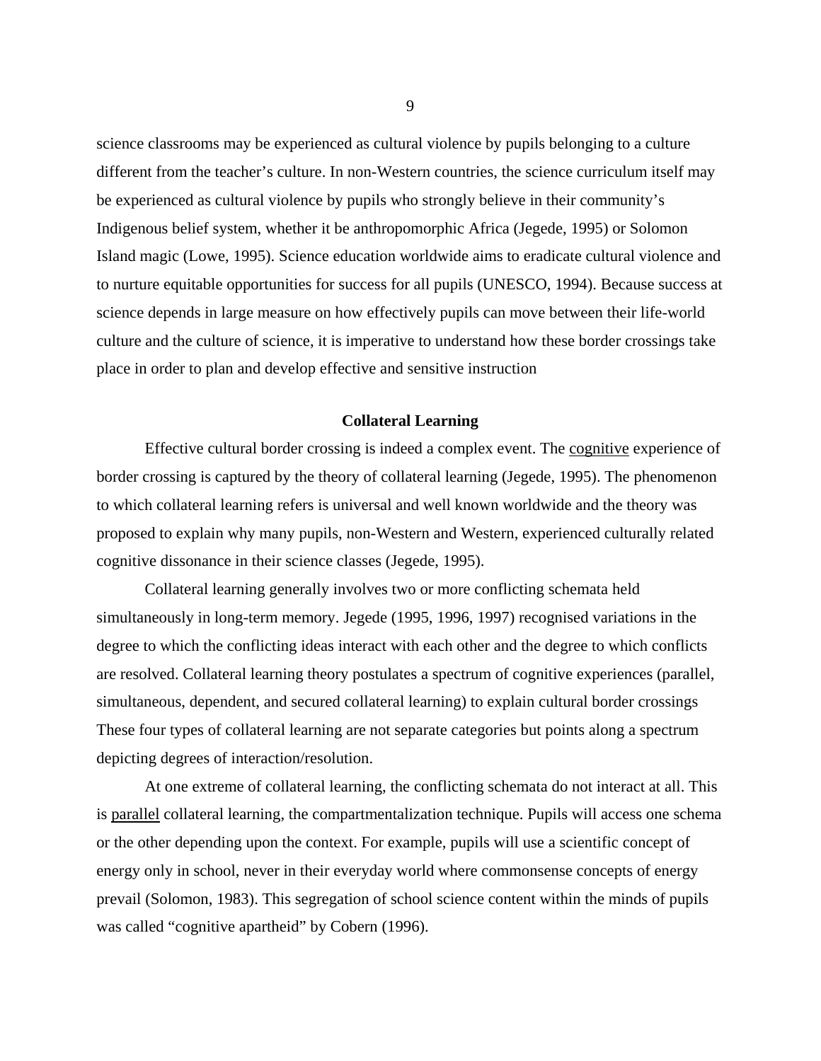science classrooms may be experienced as cultural violence by pupils belonging to a culture different from the teacher's culture. In non-Western countries, the science curriculum itself may be experienced as cultural violence by pupils who strongly believe in their community's Indigenous belief system, whether it be anthropomorphic Africa (Jegede, 1995) or Solomon Island magic (Lowe, 1995). Science education worldwide aims to eradicate cultural violence and to nurture equitable opportunities for success for all pupils (UNESCO, 1994). Because success at science depends in large measure on how effectively pupils can move between their life-world culture and the culture of science, it is imperative to understand how these border crossings take place in order to plan and develop effective and sensitive instruction

### Collateral Learning

Effective cultural border crossing is indeed a complex event. The <u>cognitive</u> experience of border crossing is captured by the theory of collateral learning (Jegede, 1995). The phenomenon to which collateral learning refers is universal and well known worldwide and the theory was proposed to explain why many pupils, non-Western and Western, experienced culturally related cognitive dissonance in their science classes (Jegede, 1995).

Collateral learning generally involves two or more conflicting schemata held simultaneously in long-term memory. Jegede (1995, 1996, 1997) recognised variations in the degree to which the conflicting ideas interact with each other and the degree to which conflicts are resolved. Collateral learning theory postulates a spectrum of cognitive experiences (parallel, simultaneous, dependent, and secured collateral learning) to explain cultural border crossings These four types of collateral learning are not separate categories but points along a spectrum depicting degrees of interaction/resolution.

At one extreme of collateral learning, the conflicting schemata do not interact at all. This is <u>parallel</u> collateral learning, the compartmentalization technique. Pupils will access one schema or the other depending upon the context. For example, pupils will use a scientific concept of energy only in school, never in their everyday world where commonsense concepts of energy prevail (Solomon, 1983). This segregation of school science content within the minds of pupils was called "cognitive apartheid" by Cobern (1996).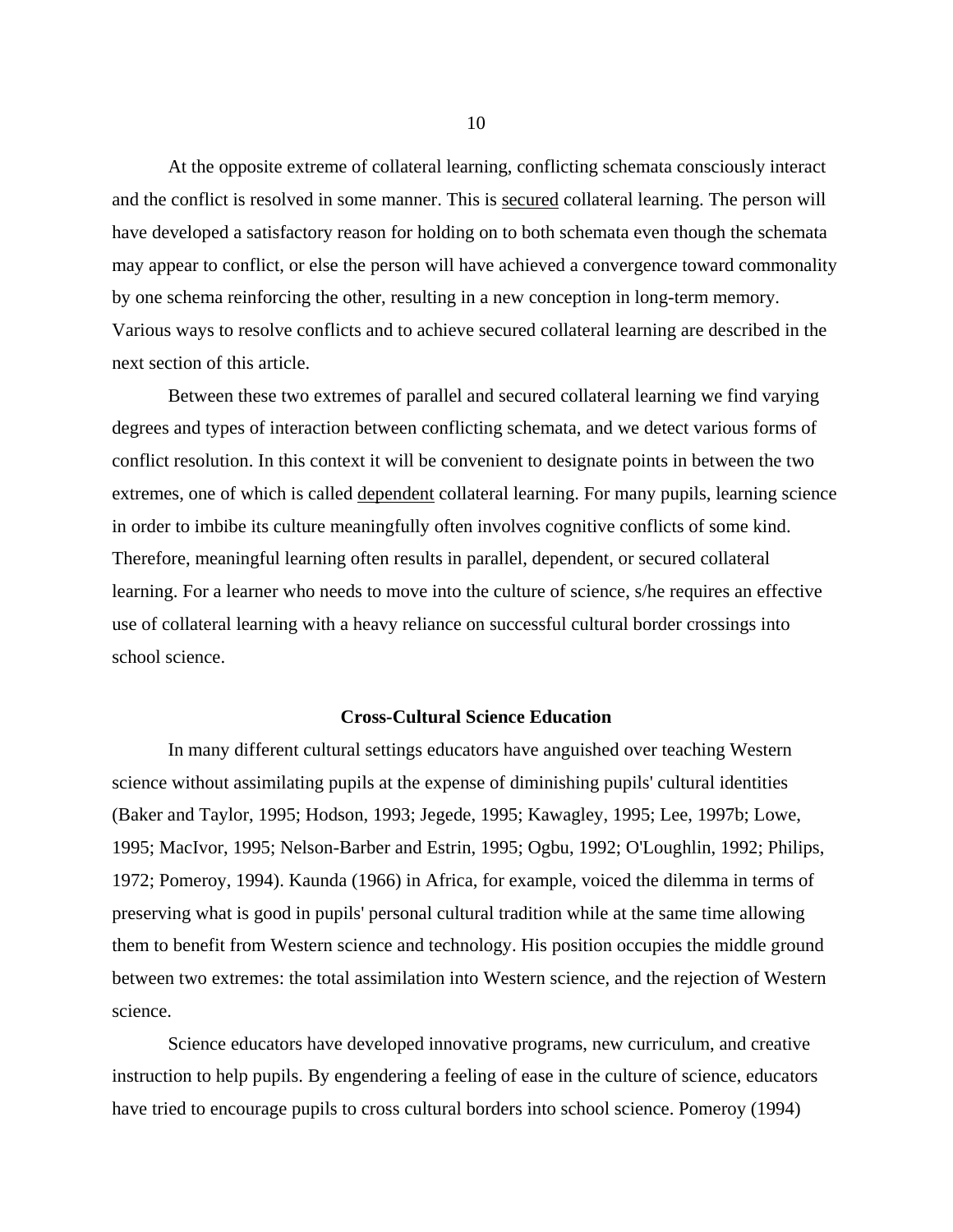At the opposite extreme of collateral learning, conflicting schemata consciously interact and the conflict is resolved in some manner. This is secured collateral learning. The person will have developed a satisfactory reason for holding on to both schemata even though the schemata may appear to conflict, or else the person will have achieved a convergence toward commonality by one schema reinforcing the other, resulting in a new conception in long-term memory. Various ways to resolve conflicts and to achieve secured collateral learning are described in the next section of this article.

Between these two extremes of parallel and secured collateral learning we find varying degrees and types of interaction between conflicting schemata, and we detect various forms of conflict resolution. In this context it will be convenient to designate points in between the two extremes, one of which is called dependent collateral learning. For many pupils, learning science in order to imbibe its culture meaningfully often involves cognitive conflicts of some kind. Therefore, meaningful learning often results in parallel, dependent, or secured collateral learning. For a learner who needs to move into the culture of science, s/he requires an effective use of collateral learning with a heavy reliance on successful cultural border crossings into school science.

## Cross-Cultural Science Education

In many different cultural settings educators have anguished over teaching Western science without assimilating pupils at the expense of diminishing pupils' cultural identities (Baker and Taylor, 1995; Hodson, 1993; Jegede, 1995; Kawagley, 1995; Lee, 1997b; Lowe, 1995; MacIvor, 1995; Nelson-Barber and Estrin, 1995; Ogbu, 1992; O'Loughlin, 1992; Philips, 1972; Pomeroy, 1994). Kaunda (1966) in Africa, for example, voiced the dilemma in terms of preserving what is good in pupils' personal cultural tradition while at the same time allowing them to benefit from Western science and technology. His position occupies the middle ground between two extremes: the total assimilation into Western science, and the rejection of Western science.

Science educators have developed innovative programs, new curriculum, and creative instruction to help pupils. By engendering a feeling of ease in the culture of science, educators have tried to encourage pupils to cross cultural borders into school science. Pomeroy (1994)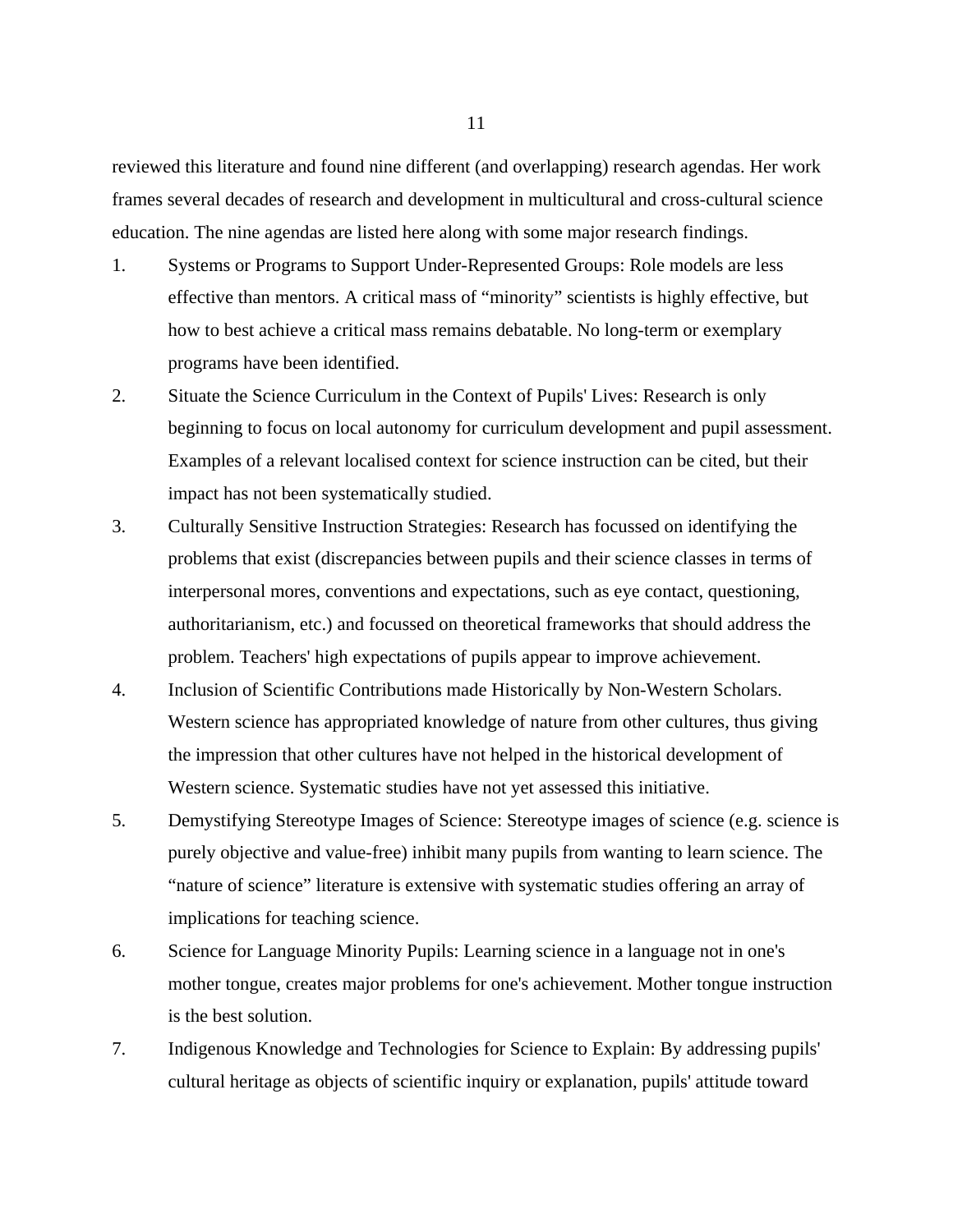reviewed this literature and found nine different (and overlapping) research agendas. Her work frames several decades of research and development in multicultural and cross-cultural science education. The nine agendas are listed here along with some major research findings.

1. Systems or Programs to Support Under-Represented Groups: Role models are less effective than mentors. A critical mass of “minority” scientists is highly effective, but how to best achieve a critical mass remains debatable. No long-term or exemplary programs have been identified.
2. Situate the Science Curriculum in the Context of Pupils' Lives: Research is only beginning to focus on local autonomy for curriculum development and pupil assessment. Examples of a relevant localised context for science instruction can be cited, but their impact has not been systematically studied.
3. Culturally Sensitive Instruction Strategies: Research has focussed on identifying the problems that exist (discrepancies between pupils and their science classes in terms of interpersonal mores, conventions and expectations, such as eye contact, questioning, authoritarianism, etc.) and focussed on theoretical frameworks that should address the problem. Teachers' high expectations of pupils appear to improve achievement.
4. Inclusion of Scientific Contributions made Historically by Non-Western Scholars. Western science has appropriated knowledge of nature from other cultures, thus giving the impression that other cultures have not helped in the historical development of Western science. Systematic studies have not yet assessed this initiative.
5. Demystifying Stereotype Images of Science: Stereotype images of science (e.g. science is purely objective and value-free) inhibit many pupils from wanting to learn science. The “nature of science” literature is extensive with systematic studies offering an array of implications for teaching science.
6. Science for Language Minority Pupils: Learning science in a language not in one's mother tongue, creates major problems for one's achievement. Mother tongue instruction is the best solution.
7. Indigenous Knowledge and Technologies for Science to Explain: By addressing pupils' cultural heritage as objects of scientific inquiry or explanation, pupils' attitude toward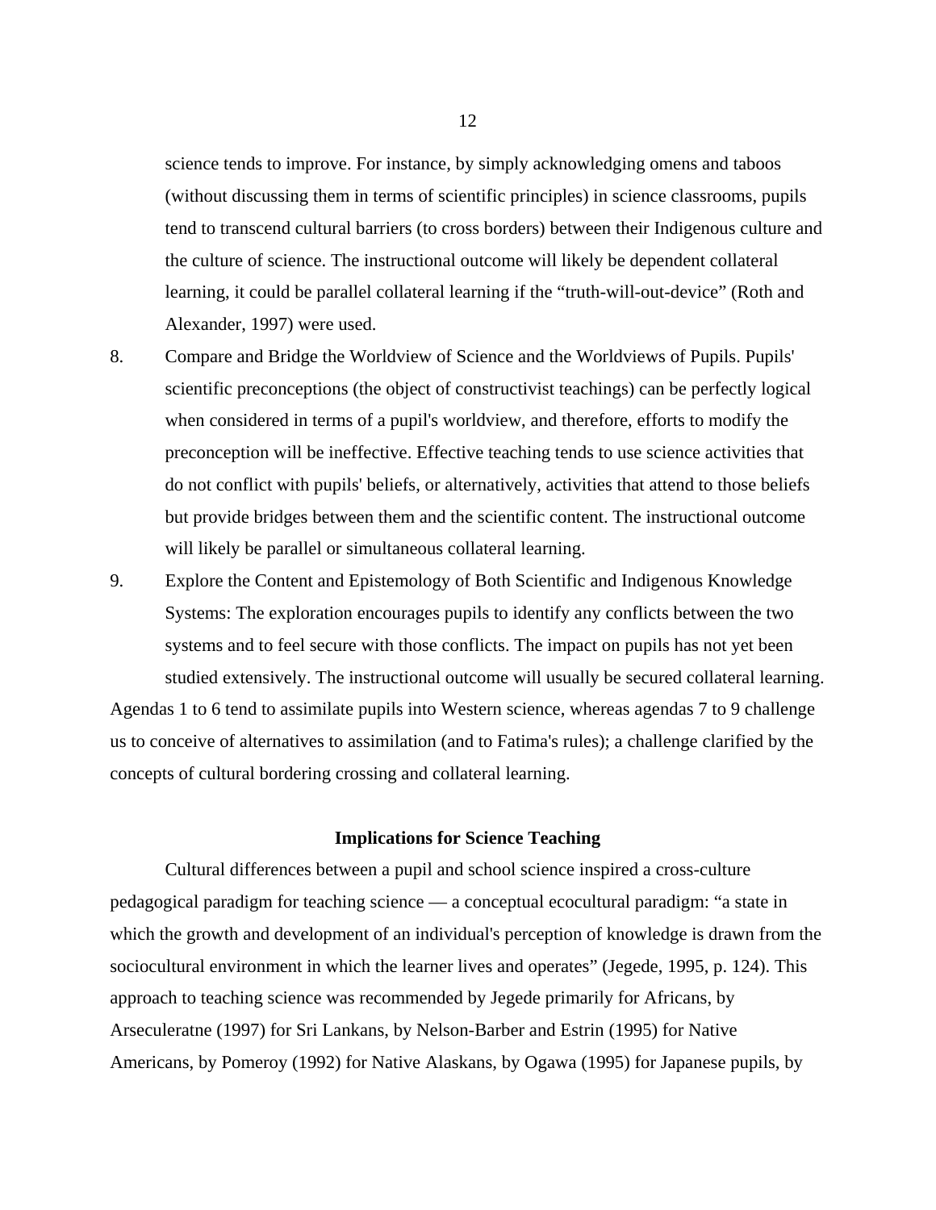science tends to improve. For instance, by simply acknowledging omens and taboos (without discussing them in terms of scientific principles) in science classrooms, pupils tend to transcend cultural barriers (to cross borders) between their Indigenous culture and the culture of science. The instructional outcome will likely be dependent collateral learning, it could be parallel collateral learning if the "truth-will-out-device" (Roth and Alexander, 1997) were used.

8. Compare and Bridge the Worldview of Science and the Worldviews of Pupils. Pupils' scientific preconceptions (the object of constructivist teachings) can be perfectly logical when considered in terms of a pupil's worldview, and therefore, efforts to modify the preconception will be ineffective. Effective teaching tends to use science activities that do not conflict with pupils' beliefs, or alternatively, activities that attend to those beliefs but provide bridges between them and the scientific content. The instructional outcome will likely be parallel or simultaneous collateral learning.

9. Explore the Content and Epistemology of Both Scientific and Indigenous Knowledge Systems: The exploration encourages pupils to identify any conflicts between the two systems and to feel secure with those conflicts. The impact on pupils has not yet been studied extensively. The instructional outcome will usually be secured collateral learning.

Agendas 1 to 6 tend to assimilate pupils into Western science, whereas agendas 7 to 9 challenge us to conceive of alternatives to assimilation (and to Fatima's rules); a challenge clarified by the concepts of cultural bordering crossing and collateral learning.

### Implications for Science Teaching

Cultural differences between a pupil and school science inspired a cross-culture pedagogical paradigm for teaching science — a conceptual ecocultural paradigm: "a state in which the growth and development of an individual's perception of knowledge is drawn from the sociocultural environment in which the learner lives and operates" (Jegede, 1995, p. 124). This approach to teaching science was recommended by Jegede primarily for Africans, by Arseculeratne (1997) for Sri Lankans, by Nelson-Barber and Estrin (1995) for Native Americans, by Pomeroy (1992) for Native Alaskans, by Ogawa (1995) for Japanese pupils, by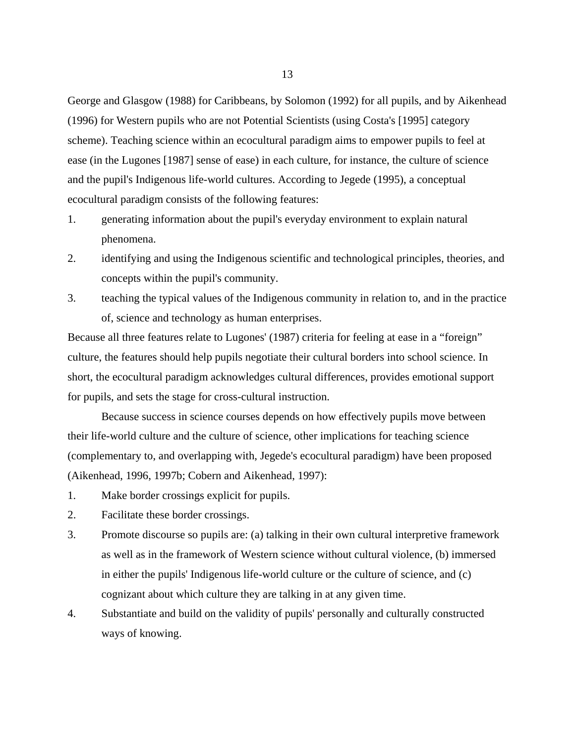George and Glasgow (1988) for Caribbeans, by Solomon (1992) for all pupils, and by Aikenhead (1996) for Western pupils who are not Potential Scientists (using Costa's [1995] category scheme). Teaching science within an ecocultural paradigm aims to empower pupils to feel at ease (in the Lugones [1987] sense of ease) in each culture, for instance, the culture of science and the pupil's Indigenous life-world cultures. According to Jegede (1995), a conceptual ecocultural paradigm consists of the following features:

1. generating information about the pupil's everyday environment to explain natural phenomena.
2. identifying and using the Indigenous scientific and technological principles, theories, and concepts within the pupil's community.
3. teaching the typical values of the Indigenous community in relation to, and in the practice of, science and technology as human enterprises.

Because all three features relate to Lugones' (1987) criteria for feeling at ease in a "foreign" culture, the features should help pupils negotiate their cultural borders into school science. In short, the ecocultural paradigm acknowledges cultural differences, provides emotional support for pupils, and sets the stage for cross-cultural instruction.

Because success in science courses depends on how effectively pupils move between their life-world culture and the culture of science, other implications for teaching science (complementary to, and overlapping with, Jegede's ecocultural paradigm) have been proposed (Aikenhead, 1996, 1997b; Cobern and Aikenhead, 1997):

1. Make border crossings explicit for pupils.
2. Facilitate these border crossings.
3. Promote discourse so pupils are: (a) talking in their own cultural interpretive framework as well as in the framework of Western science without cultural violence, (b) immersed in either the pupils' Indigenous life-world culture or the culture of science, and (c) cognizant about which culture they are talking in at any given time.
4. Substantiate and build on the validity of pupils' personally and culturally constructed ways of knowing.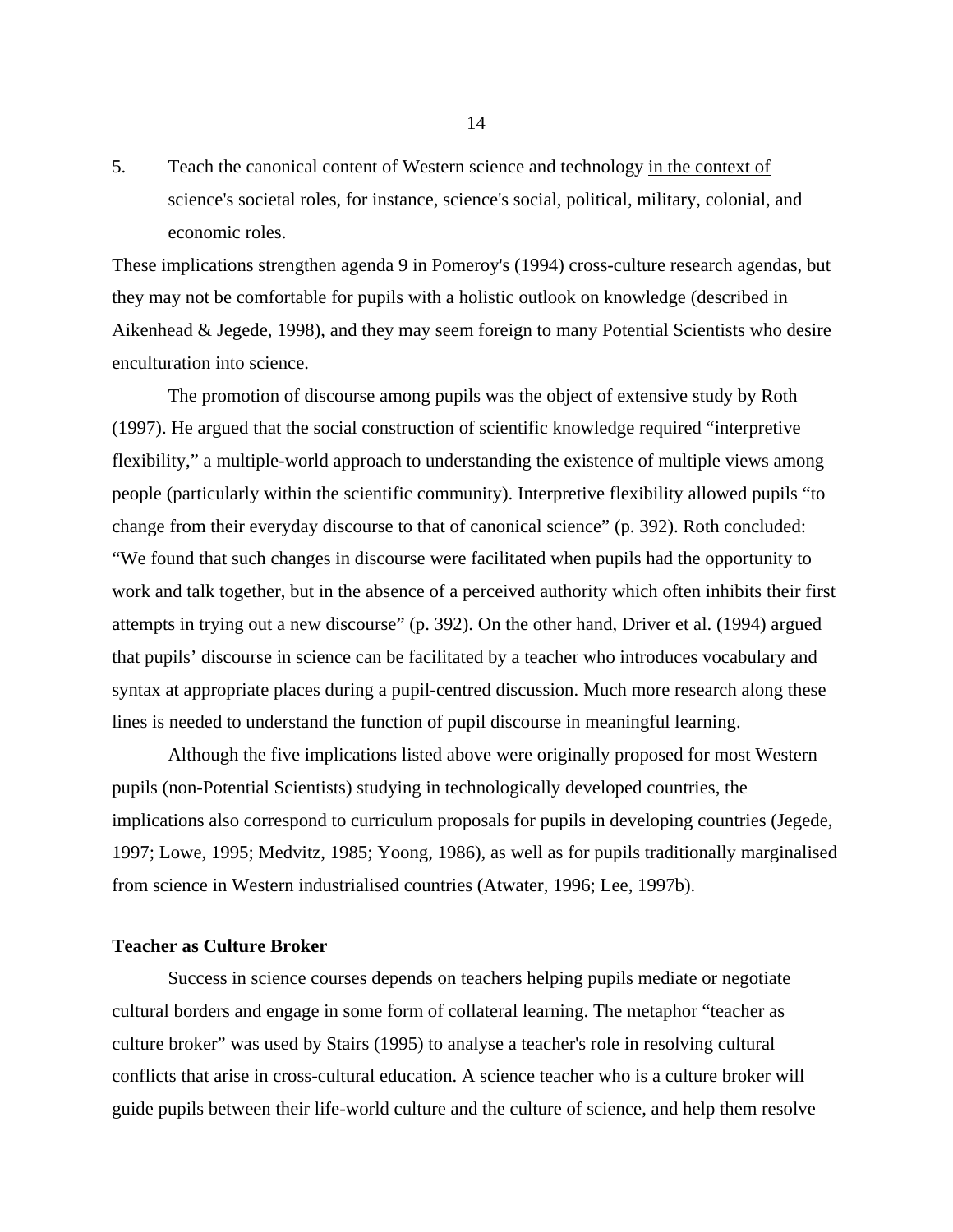5. Teach the canonical content of Western science and technology <u>in the context of</u> science's societal roles, for instance, science's social, political, military, colonial, and economic roles.

These implications strengthen agenda 9 in Pomeroy's (1994) cross-culture research agendas, but they may not be comfortable for pupils with a holistic outlook on knowledge (described in Aikenhead & Jegede, 1998), and they may seem foreign to many Potential Scientists who desire enculturation into science.

The promotion of discourse among pupils was the object of extensive study by Roth (1997). He argued that the social construction of scientific knowledge required "interpretive flexibility," a multiple-world approach to understanding the existence of multiple views among people (particularly within the scientific community). Interpretive flexibility allowed pupils "to change from their everyday discourse to that of canonical science" (p. 392). Roth concluded: "We found that such changes in discourse were facilitated when pupils had the opportunity to work and talk together, but in the absence of a perceived authority which often inhibits their first attempts in trying out a new discourse" (p. 392). On the other hand, Driver et al. (1994) argued that pupils' discourse in science can be facilitated by a teacher who introduces vocabulary and syntax at appropriate places during a pupil-centred discussion. Much more research along these lines is needed to understand the function of pupil discourse in meaningful learning.

Although the five implications listed above were originally proposed for most Western pupils (non-Potential Scientists) studying in technologically developed countries, the implications also correspond to curriculum proposals for pupils in developing countries (Jegede, 1997; Lowe, 1995; Medvitz, 1985; Yoong, 1986), as well as for pupils traditionally marginalised from science in Western industrialised countries (Atwater, 1996; Lee, 1997b).

**Teacher as Culture Broker**

Success in science courses depends on teachers helping pupils mediate or negotiate cultural borders and engage in some form of collateral learning. The metaphor "teacher as culture broker" was used by Stairs (1995) to analyse a teacher's role in resolving cultural conflicts that arise in cross-cultural education. A science teacher who is a culture broker will guide pupils between their life-world culture and the culture of science, and help them resolve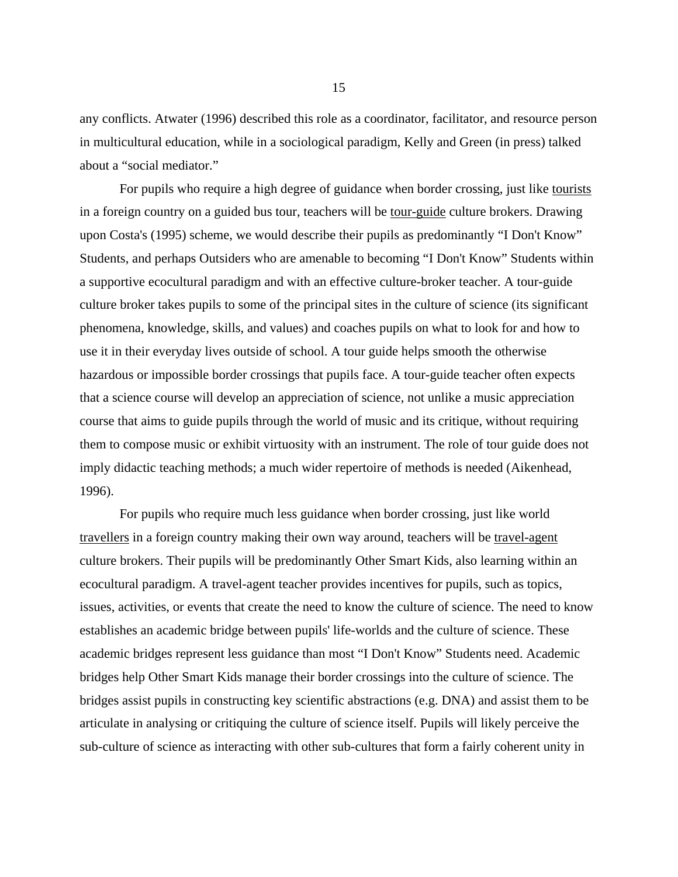any conflicts. Atwater (1996) described this role as a coordinator, facilitator, and resource person in multicultural education, while in a sociological paradigm, Kelly and Green (in press) talked about a "social mediator."

For pupils who require a high degree of guidance when border crossing, just like <u>tourists</u> in a foreign country on a guided bus tour, teachers will be <u>tour-guide</u> culture brokers. Drawing upon Costa's (1995) scheme, we would describe their pupils as predominantly "I Don't Know" Students, and perhaps Outsiders who are amenable to becoming "I Don't Know" Students within a supportive ecocultural paradigm and with an effective culture-broker teacher. A tour-guide culture broker takes pupils to some of the principal sites in the culture of science (its significant phenomena, knowledge, skills, and values) and coaches pupils on what to look for and how to use it in their everyday lives outside of school. A tour guide helps smooth the otherwise hazardous or impossible border crossings that pupils face. A tour-guide teacher often expects that a science course will develop an appreciation of science, not unlike a music appreciation course that aims to guide pupils through the world of music and its critique, without requiring them to compose music or exhibit virtuosity with an instrument. The role of tour guide does not imply didactic teaching methods; a much wider repertoire of methods is needed (Aikenhead, 1996).

For pupils who require much less guidance when border crossing, just like world <u>travellers</u> in a foreign country making their own way around, teachers will be <u>travel-agent</u> culture brokers. Their pupils will be predominantly Other Smart Kids, also learning within an ecocultural paradigm. A travel-agent teacher provides incentives for pupils, such as topics, issues, activities, or events that create the need to know the culture of science. The need to know establishes an academic bridge between pupils' life-worlds and the culture of science. These academic bridges represent less guidance than most "I Don't Know" Students need. Academic bridges help Other Smart Kids manage their border crossings into the culture of science. The bridges assist pupils in constructing key scientific abstractions (e.g. DNA) and assist them to be articulate in analysing or critiquing the culture of science itself. Pupils will likely perceive the sub-culture of science as interacting with other sub-cultures that form a fairly coherent unity in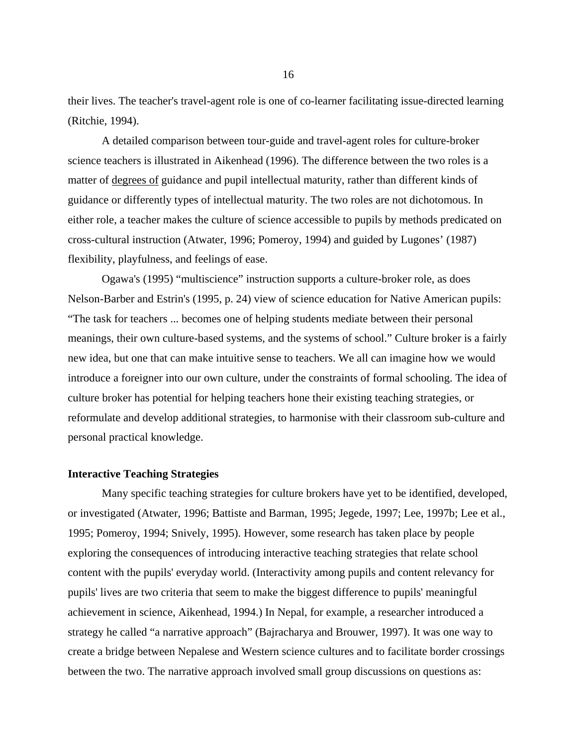their lives. The teacher's travel-agent role is one of co-learner facilitating issue-directed learning (Ritchie, 1994).

A detailed comparison between tour-guide and travel-agent roles for culture-broker science teachers is illustrated in Aikenhead (1996). The difference between the two roles is a matter of <u>degrees of</u> guidance and pupil intellectual maturity, rather than different kinds of guidance or differently types of intellectual maturity. The two roles are not dichotomous. In either role, a teacher makes the culture of science accessible to pupils by methods predicated on cross-cultural instruction (Atwater, 1996; Pomeroy, 1994) and guided by Lugones' (1987) flexibility, playfulness, and feelings of ease.

Ogawa's (1995) "multiscience" instruction supports a culture-broker role, as does Nelson-Barber and Estrin's (1995, p. 24) view of science education for Native American pupils: "The task for teachers ... becomes one of helping students mediate between their personal meanings, their own culture-based systems, and the systems of school." Culture broker is a fairly new idea, but one that can make intuitive sense to teachers. We all can imagine how we would introduce a foreigner into our own culture, under the constraints of formal schooling. The idea of culture broker has potential for helping teachers hone their existing teaching strategies, or reformulate and develop additional strategies, to harmonise with their classroom sub-culture and personal practical knowledge.

**Interactive Teaching Strategies**

Many specific teaching strategies for culture brokers have yet to be identified, developed, or investigated (Atwater, 1996; Battiste and Barman, 1995; Jegede, 1997; Lee, 1997b; Lee et al., 1995; Pomeroy, 1994; Snively, 1995). However, some research has taken place by people exploring the consequences of introducing interactive teaching strategies that relate school content with the pupils' everyday world. (Interactivity among pupils and content relevancy for pupils' lives are two criteria that seem to make the biggest difference to pupils' meaningful achievement in science, Aikenhead, 1994.) In Nepal, for example, a researcher introduced a strategy he called "a narrative approach" (Bajracharya and Brouwer, 1997). It was one way to create a bridge between Nepalese and Western science cultures and to facilitate border crossings between the two. The narrative approach involved small group discussions on questions as: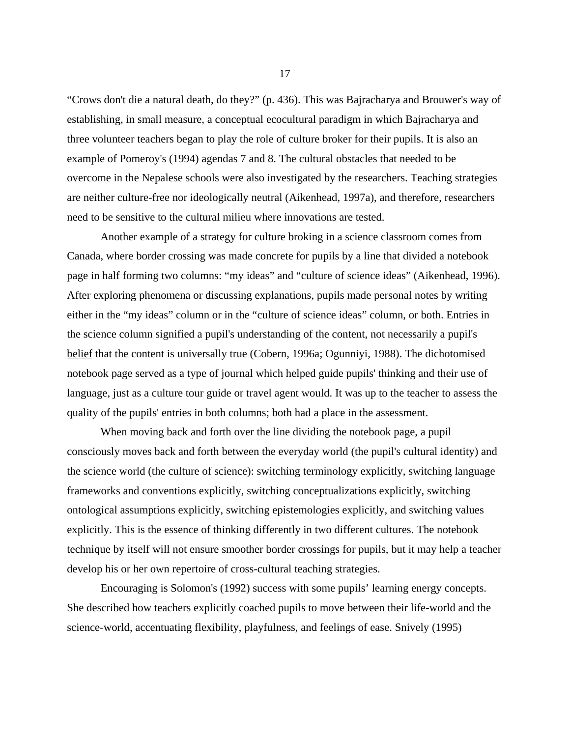“Crows don't die a natural death, do they?” (p. 436). This was Bajracharya and Brouwer's way of establishing, in small measure, a conceptual ecocultural paradigm in which Bajracharya and three volunteer teachers began to play the role of culture broker for their pupils. It is also an example of Pomeroy's (1994) agendas 7 and 8. The cultural obstacles that needed to be overcome in the Nepalese schools were also investigated by the researchers. Teaching strategies are neither culture-free nor ideologically neutral (Aikenhead, 1997a), and therefore, researchers need to be sensitive to the cultural milieu where innovations are tested.

Another example of a strategy for culture broking in a science classroom comes from Canada, where border crossing was made concrete for pupils by a line that divided a notebook page in half forming two columns: “my ideas” and “culture of science ideas” (Aikenhead, 1996). After exploring phenomena or discussing explanations, pupils made personal notes by writing either in the “my ideas” column or in the “culture of science ideas” column, or both. Entries in the science column signified a pupil's understanding of the content, not necessarily a pupil's <u>belief</u> that the content is universally true (Cobern, 1996a; Ogunniyi, 1988). The dichotomised notebook page served as a type of journal which helped guide pupils' thinking and their use of language, just as a culture tour guide or travel agent would. It was up to the teacher to assess the quality of the pupils' entries in both columns; both had a place in the assessment.

When moving back and forth over the line dividing the notebook page, a pupil consciously moves back and forth between the everyday world (the pupil's cultural identity) and the science world (the culture of science): switching terminology explicitly, switching language frameworks and conventions explicitly, switching conceptualizations explicitly, switching ontological assumptions explicitly, switching epistemologies explicitly, and switching values explicitly. This is the essence of thinking differently in two different cultures. The notebook technique by itself will not ensure smoother border crossings for pupils, but it may help a teacher develop his or her own repertoire of cross-cultural teaching strategies.

Encouraging is Solomon's (1992) success with some pupils’ learning energy concepts. She described how teachers explicitly coached pupils to move between their life-world and the science-world, accentuating flexibility, playfulness, and feelings of ease. Snively (1995)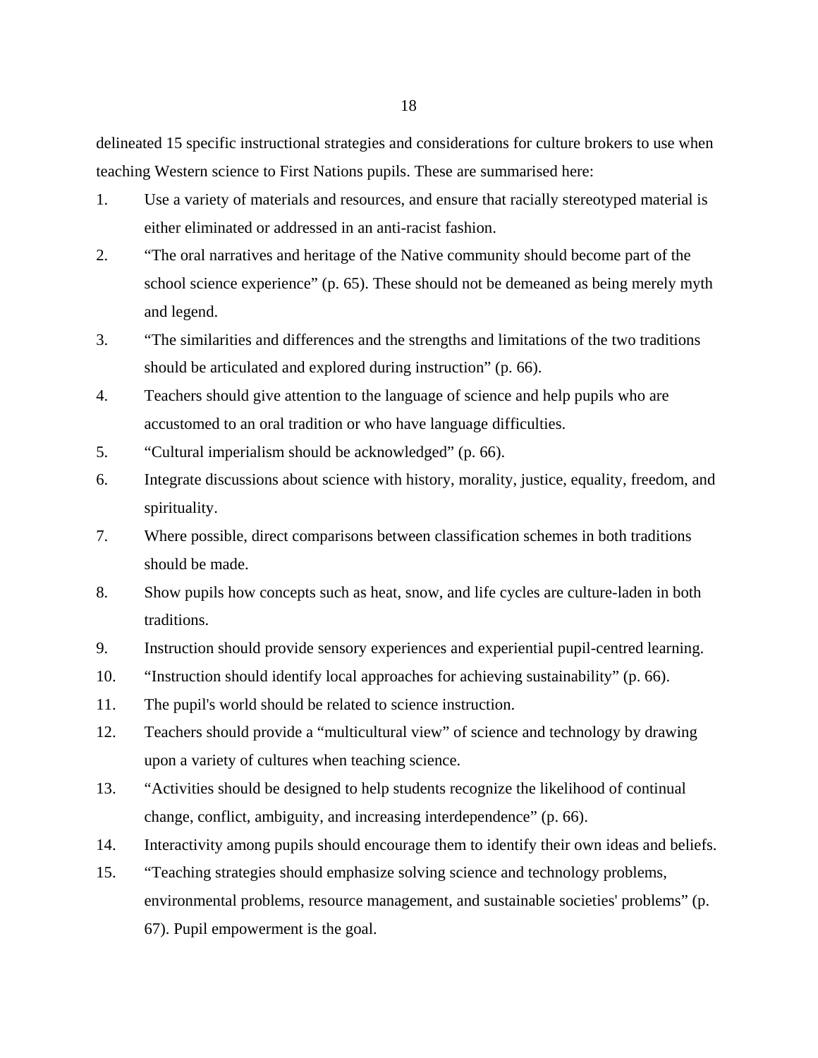delineated 15 specific instructional strategies and considerations for culture brokers to use when teaching Western science to First Nations pupils. These are summarised here:

1. Use a variety of materials and resources, and ensure that racially stereotyped material is either eliminated or addressed in an anti-racist fashion.
2. "The oral narratives and heritage of the Native community should become part of the school science experience" (p. 65). These should not be demeaned as being merely myth and legend.
3. "The similarities and differences and the strengths and limitations of the two traditions should be articulated and explored during instruction" (p. 66).
4. Teachers should give attention to the language of science and help pupils who are accustomed to an oral tradition or who have language difficulties.
5. "Cultural imperialism should be acknowledged" (p. 66).
6. Integrate discussions about science with history, morality, justice, equality, freedom, and spirituality.
7. Where possible, direct comparisons between classification schemes in both traditions should be made.
8. Show pupils how concepts such as heat, snow, and life cycles are culture-laden in both traditions.
9. Instruction should provide sensory experiences and experiential pupil-centred learning.
10. "Instruction should identify local approaches for achieving sustainability" (p. 66).
11. The pupil's world should be related to science instruction.
12. Teachers should provide a "multicultural view" of science and technology by drawing upon a variety of cultures when teaching science.
13. "Activities should be designed to help students recognize the likelihood of continual change, conflict, ambiguity, and increasing interdependence" (p. 66).
14. Interactivity among pupils should encourage them to identify their own ideas and beliefs.
15. "Teaching strategies should emphasize solving science and technology problems, environmental problems, resource management, and sustainable societies' problems" (p. 67). Pupil empowerment is the goal.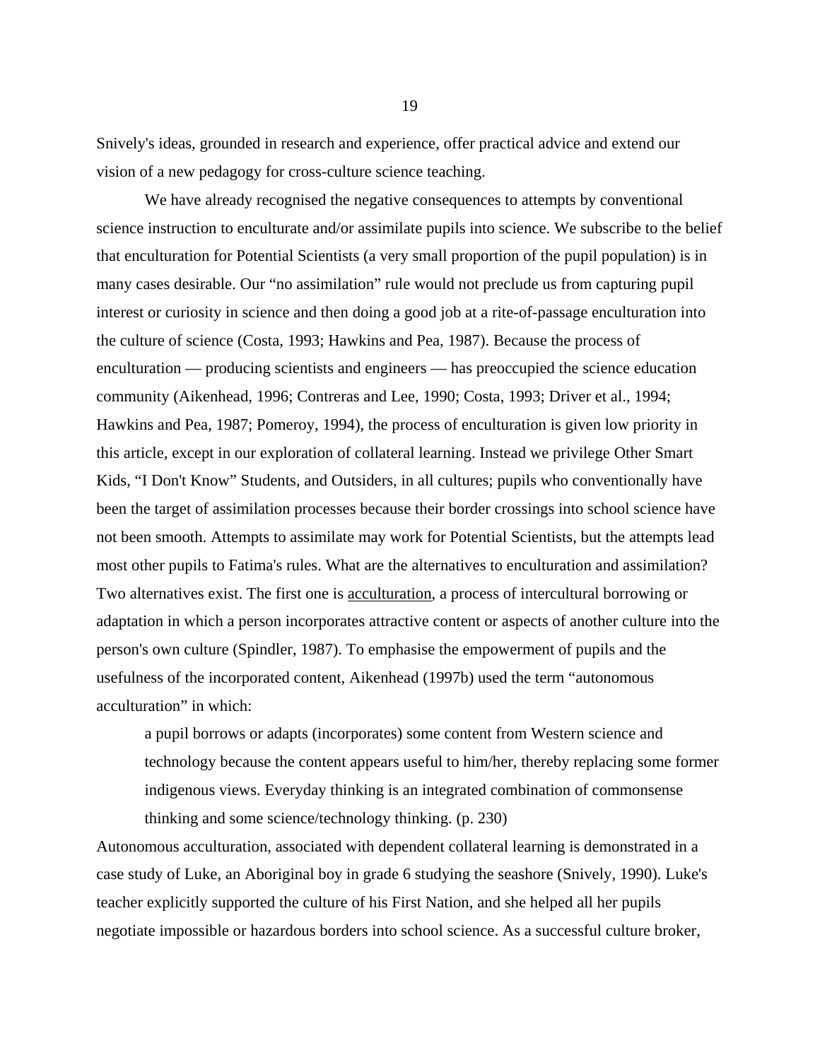Snively's ideas, grounded in research and experience, offer practical advice and extend our vision of a new pedagogy for cross-culture science teaching.

We have already recognised the negative consequences to attempts by conventional science instruction to enculturate and/or assimilate pupils into science. We subscribe to the belief that enculturation for Potential Scientists (a very small proportion of the pupil population) is in many cases desirable. Our "no assimilation" rule would not preclude us from capturing pupil interest or curiosity in science and then doing a good job at a rite-of-passage enculturation into the culture of science (Costa, 1993; Hawkins and Pea, 1987). Because the process of enculturation — producing scientists and engineers — has preoccupied the science education community (Aikenhead, 1996; Contreras and Lee, 1990; Costa, 1993; Driver et al., 1994; Hawkins and Pea, 1987; Pomeroy, 1994), the process of enculturation is given low priority in this article, except in our exploration of collateral learning. Instead we privilege Other Smart Kids, "I Don't Know" Students, and Outsiders, in all cultures; pupils who conventionally have been the target of assimilation processes because their border crossings into school science have not been smooth. Attempts to assimilate may work for Potential Scientists, but the attempts lead most other pupils to Fatima's rules. What are the alternatives to enculturation and assimilation? Two alternatives exist. The first one is <u>acculturation</u>, a process of intercultural borrowing or adaptation in which a person incorporates attractive content or aspects of another culture into the person's own culture (Spindler, 1987). To emphasise the empowerment of pupils and the usefulness of the incorporated content, Aikenhead (1997b) used the term "autonomous acculturation" in which:

> a pupil borrows or adapts (incorporates) some content from Western science and technology because the content appears useful to him/her, thereby replacing some former indigenous views. Everyday thinking is an integrated combination of commonsense thinking and some science/technology thinking. (p. 230)

Autonomous acculturation, associated with dependent collateral learning is demonstrated in a case study of Luke, an Aboriginal boy in grade 6 studying the seashore (Snively, 1990). Luke's teacher explicitly supported the culture of his First Nation, and she helped all her pupils negotiate impossible or hazardous borders into school science. As a successful culture broker,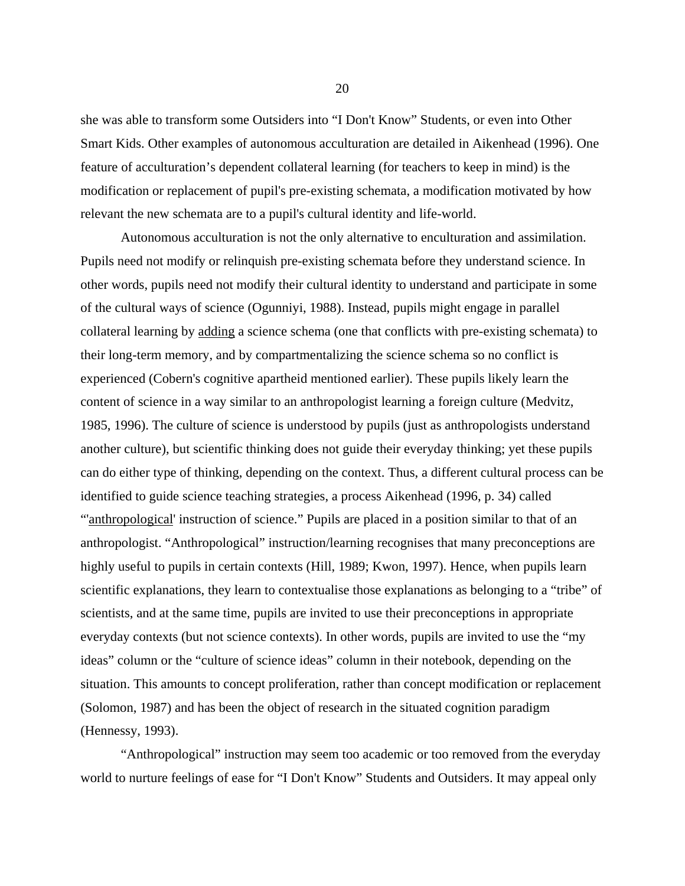she was able to transform some Outsiders into “I Don't Know” Students, or even into Other Smart Kids. Other examples of autonomous acculturation are detailed in Aikenhead (1996). One feature of acculturation’s dependent collateral learning (for teachers to keep in mind) is the modification or replacement of pupil's pre-existing schemata, a modification motivated by how relevant the new schemata are to a pupil's cultural identity and life-world.

Autonomous acculturation is not the only alternative to enculturation and assimilation. Pupils need not modify or relinquish pre-existing schemata before they understand science. In other words, pupils need not modify their cultural identity to understand and participate in some of the cultural ways of science (Ogunniyi, 1988). Instead, pupils might engage in parallel collateral learning by <u>adding</u> a science schema (one that conflicts with pre-existing schemata) to their long-term memory, and by compartmentalizing the science schema so no conflict is experienced (Cobern's cognitive apartheid mentioned earlier). These pupils likely learn the content of science in a way similar to an anthropologist learning a foreign culture (Medvitz, 1985, 1996). The culture of science is understood by pupils (just as anthropologists understand another culture), but scientific thinking does not guide their everyday thinking; yet these pupils can do either type of thinking, depending on the context. Thus, a different cultural process can be identified to guide science teaching strategies, a process Aikenhead (1996, p. 34) called “'<u>anthropological</u>' instruction of science.” Pupils are placed in a position similar to that of an anthropologist. “Anthropological” instruction/learning recognises that many preconceptions are highly useful to pupils in certain contexts (Hill, 1989; Kwon, 1997). Hence, when pupils learn scientific explanations, they learn to contextualise those explanations as belonging to a “tribe” of scientists, and at the same time, pupils are invited to use their preconceptions in appropriate everyday contexts (but not science contexts). In other words, pupils are invited to use the “my ideas” column or the “culture of science ideas” column in their notebook, depending on the situation. This amounts to concept proliferation, rather than concept modification or replacement (Solomon, 1987) and has been the object of research in the situated cognition paradigm (Hennessy, 1993).

“Anthropological” instruction may seem too academic or too removed from the everyday world to nurture feelings of ease for “I Don't Know” Students and Outsiders. It may appeal only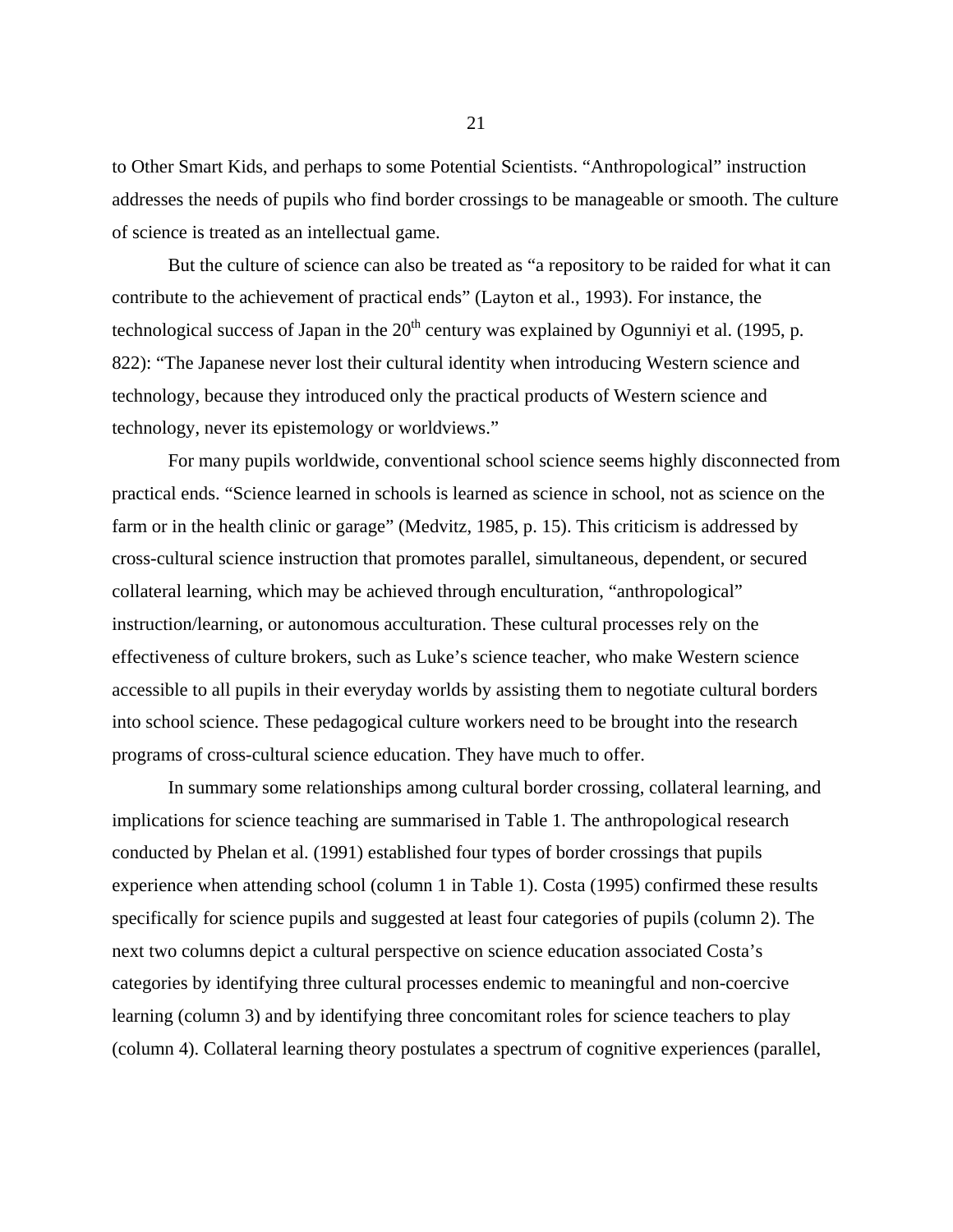to Other Smart Kids, and perhaps to some Potential Scientists. “Anthropological” instruction addresses the needs of pupils who find border crossings to be manageable or smooth. The culture of science is treated as an intellectual game.

But the culture of science can also be treated as “a repository to be raided for what it can contribute to the achievement of practical ends” (Layton et al., 1993). For instance, the technological success of Japan in the 20th century was explained by Ogunniyi et al. (1995, p. 822): “The Japanese never lost their cultural identity when introducing Western science and technology, because they introduced only the practical products of Western science and technology, never its epistemology or worldviews.”

For many pupils worldwide, conventional school science seems highly disconnected from practical ends. “Science learned in schools is learned as science in school, not as science on the farm or in the health clinic or garage” (Medvitz, 1985, p. 15). This criticism is addressed by cross-cultural science instruction that promotes parallel, simultaneous, dependent, or secured collateral learning, which may be achieved through enculturation, “anthropological” instruction/learning, or autonomous acculturation. These cultural processes rely on the effectiveness of culture brokers, such as Luke’s science teacher, who make Western science accessible to all pupils in their everyday worlds by assisting them to negotiate cultural borders into school science. These pedagogical culture workers need to be brought into the research programs of cross-cultural science education. They have much to offer.

In summary some relationships among cultural border crossing, collateral learning, and implications for science teaching are summarised in Table 1. The anthropological research conducted by Phelan et al. (1991) established four types of border crossings that pupils experience when attending school (column 1 in Table 1). Costa (1995) confirmed these results specifically for science pupils and suggested at least four categories of pupils (column 2). The next two columns depict a cultural perspective on science education associated Costa’s categories by identifying three cultural processes endemic to meaningful and non-coercive learning (column 3) and by identifying three concomitant roles for science teachers to play (column 4). Collateral learning theory postulates a spectrum of cognitive experiences (parallel,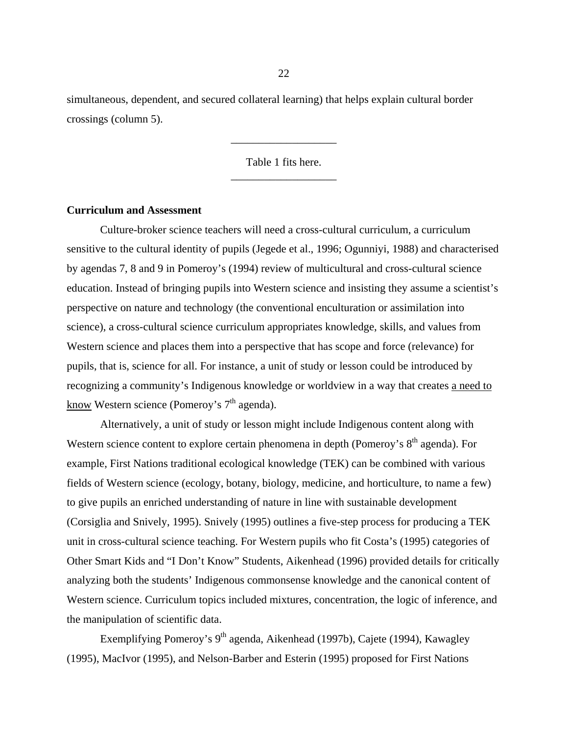simultaneous, dependent, and secured collateral learning) that helps explain cultural border crossings (column 5).

---

Table 1 fits here.

---

**Curriculum and Assessment**

Culture-broker science teachers will need a cross-cultural curriculum, a curriculum sensitive to the cultural identity of pupils (Jegede et al., 1996; Ogunniyi, 1988) and characterised by agendas 7, 8 and 9 in Pomeroy's (1994) review of multicultural and cross-cultural science education. Instead of bringing pupils into Western science and insisting they assume a scientist's perspective on nature and technology (the conventional enculturation or assimilation into science), a cross-cultural science curriculum appropriates knowledge, skills, and values from Western science and places them into a perspective that has scope and force (relevance) for pupils, that is, science for all. For instance, a unit of study or lesson could be introduced by recognizing a community's Indigenous knowledge or worldview in a way that creates <u>a need to know</u> Western science (Pomeroy's 7th agenda).

Alternatively, a unit of study or lesson might include Indigenous content along with Western science content to explore certain phenomena in depth (Pomeroy's 8th agenda). For example, First Nations traditional ecological knowledge (TEK) can be combined with various fields of Western science (ecology, botany, biology, medicine, and horticulture, to name a few) to give pupils an enriched understanding of nature in line with sustainable development (Corsiglia and Snively, 1995). Snively (1995) outlines a five-step process for producing a TEK unit in cross-cultural science teaching. For Western pupils who fit Costa's (1995) categories of Other Smart Kids and "I Don't Know" Students, Aikenhead (1996) provided details for critically analyzing both the students' Indigenous commonsense knowledge and the canonical content of Western science. Curriculum topics included mixtures, concentration, the logic of inference, and the manipulation of scientific data.

Exemplifying Pomeroy's 9th agenda, Aikenhead (1997b), Cajete (1994), Kawagley (1995), MacIvor (1995), and Nelson-Barber and Esterin (1995) proposed for First Nations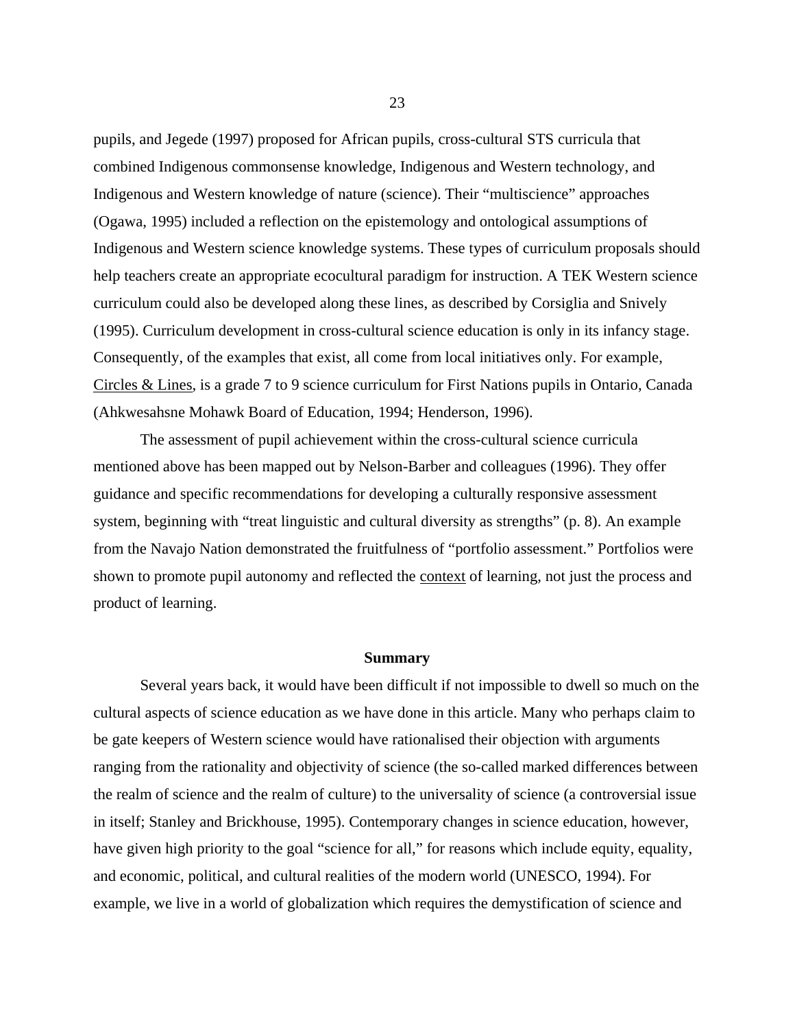pupils, and Jegede (1997) proposed for African pupils, cross-cultural STS curricula that combined Indigenous commonsense knowledge, Indigenous and Western technology, and Indigenous and Western knowledge of nature (science). Their "multiscience" approaches (Ogawa, 1995) included a reflection on the epistemology and ontological assumptions of Indigenous and Western science knowledge systems. These types of curriculum proposals should help teachers create an appropriate ecocultural paradigm for instruction. A TEK Western science curriculum could also be developed along these lines, as described by Corsiglia and Snively (1995). Curriculum development in cross-cultural science education is only in its infancy stage. Consequently, of the examples that exist, all come from local initiatives only. For example, <u>Circles & Lines</u>, is a grade 7 to 9 science curriculum for First Nations pupils in Ontario, Canada (Ahkwesahsne Mohawk Board of Education, 1994; Henderson, 1996).

The assessment of pupil achievement within the cross-cultural science curricula mentioned above has been mapped out by Nelson-Barber and colleagues (1996). They offer guidance and specific recommendations for developing a culturally responsive assessment system, beginning with "treat linguistic and cultural diversity as strengths" (p. 8). An example from the Navajo Nation demonstrated the fruitfulness of "portfolio assessment." Portfolios were shown to promote pupil autonomy and reflected the <u>context</u> of learning, not just the process and product of learning.

## Summary

Several years back, it would have been difficult if not impossible to dwell so much on the cultural aspects of science education as we have done in this article. Many who perhaps claim to be gate keepers of Western science would have rationalised their objection with arguments ranging from the rationality and objectivity of science (the so-called marked differences between the realm of science and the realm of culture) to the universality of science (a controversial issue in itself; Stanley and Brickhouse, 1995). Contemporary changes in science education, however, have given high priority to the goal "science for all," for reasons which include equity, equality, and economic, political, and cultural realities of the modern world (UNESCO, 1994). For example, we live in a world of globalization which requires the demystification of science and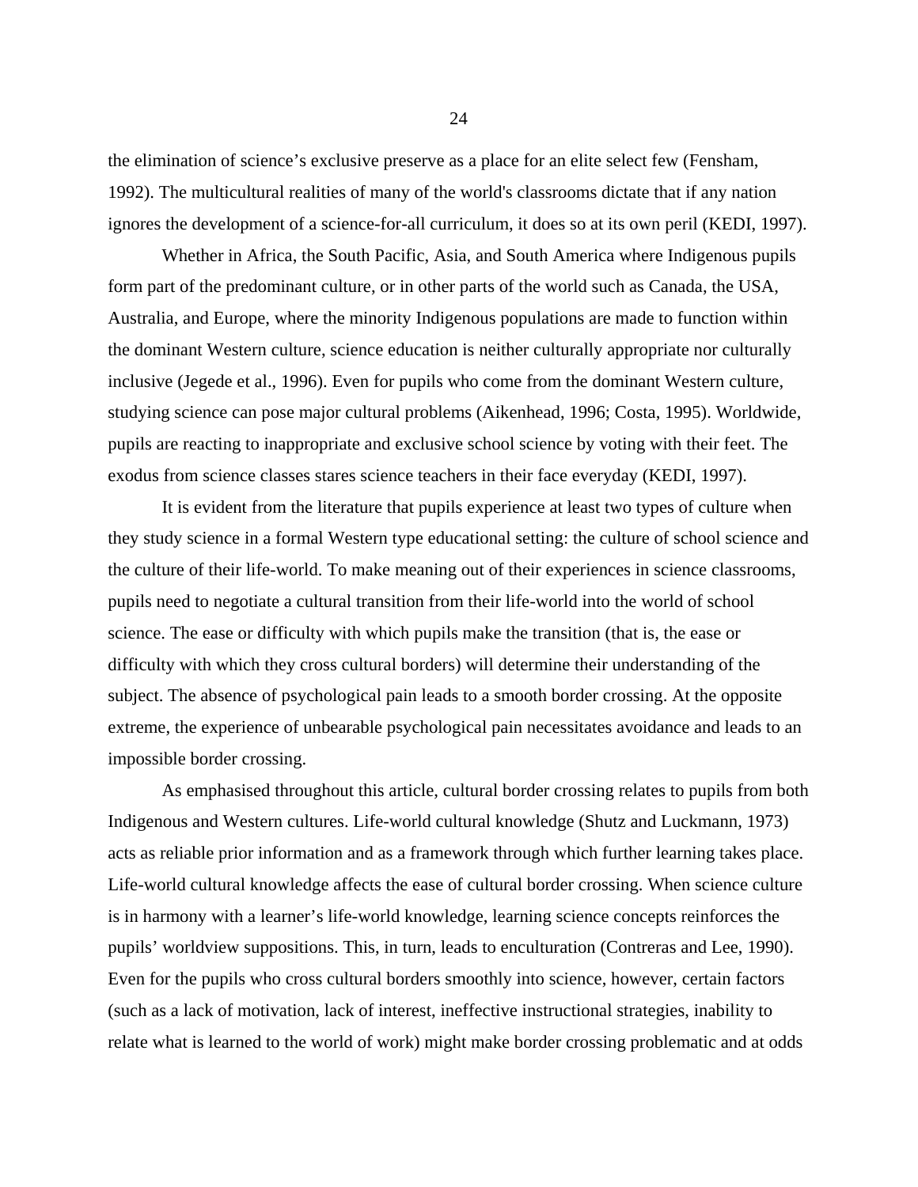the elimination of science's exclusive preserve as a place for an elite select few (Fensham, 1992). The multicultural realities of many of the world's classrooms dictate that if any nation ignores the development of a science-for-all curriculum, it does so at its own peril (KEDI, 1997).

Whether in Africa, the South Pacific, Asia, and South America where Indigenous pupils form part of the predominant culture, or in other parts of the world such as Canada, the USA, Australia, and Europe, where the minority Indigenous populations are made to function within the dominant Western culture, science education is neither culturally appropriate nor culturally inclusive (Jegede et al., 1996). Even for pupils who come from the dominant Western culture, studying science can pose major cultural problems (Aikenhead, 1996; Costa, 1995). Worldwide, pupils are reacting to inappropriate and exclusive school science by voting with their feet. The exodus from science classes stares science teachers in their face everyday (KEDI, 1997).

It is evident from the literature that pupils experience at least two types of culture when they study science in a formal Western type educational setting: the culture of school science and the culture of their life-world. To make meaning out of their experiences in science classrooms, pupils need to negotiate a cultural transition from their life-world into the world of school science. The ease or difficulty with which pupils make the transition (that is, the ease or difficulty with which they cross cultural borders) will determine their understanding of the subject. The absence of psychological pain leads to a smooth border crossing. At the opposite extreme, the experience of unbearable psychological pain necessitates avoidance and leads to an impossible border crossing.

As emphasised throughout this article, cultural border crossing relates to pupils from both Indigenous and Western cultures. Life-world cultural knowledge (Shutz and Luckmann, 1973) acts as reliable prior information and as a framework through which further learning takes place. Life-world cultural knowledge affects the ease of cultural border crossing. When science culture is in harmony with a learner's life-world knowledge, learning science concepts reinforces the pupils' worldview suppositions. This, in turn, leads to enculturation (Contreras and Lee, 1990). Even for the pupils who cross cultural borders smoothly into science, however, certain factors (such as a lack of motivation, lack of interest, ineffective instructional strategies, inability to relate what is learned to the world of work) might make border crossing problematic and at odds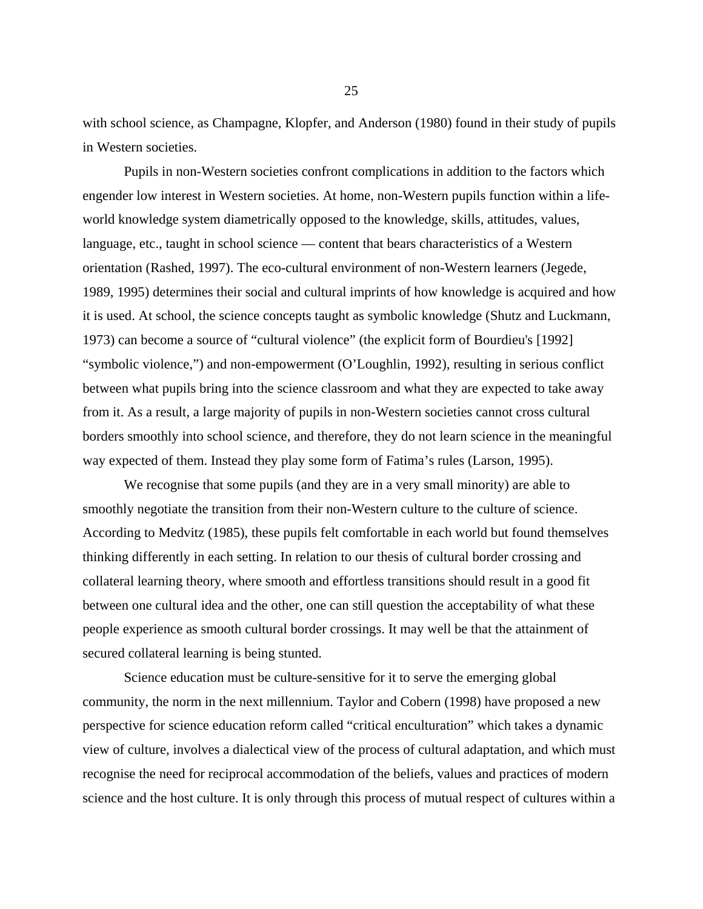with school science, as Champagne, Klopfer, and Anderson (1980) found in their study of pupils in Western societies.

Pupils in non-Western societies confront complications in addition to the factors which engender low interest in Western societies. At home, non-Western pupils function within a life-world knowledge system diametrically opposed to the knowledge, skills, attitudes, values, language, etc., taught in school science — content that bears characteristics of a Western orientation (Rashed, 1997). The eco-cultural environment of non-Western learners (Jegede, 1989, 1995) determines their social and cultural imprints of how knowledge is acquired and how it is used. At school, the science concepts taught as symbolic knowledge (Shutz and Luckmann, 1973) can become a source of "cultural violence" (the explicit form of Bourdieu's [1992] "symbolic violence,") and non-empowerment (O'Loughlin, 1992), resulting in serious conflict between what pupils bring into the science classroom and what they are expected to take away from it. As a result, a large majority of pupils in non-Western societies cannot cross cultural borders smoothly into school science, and therefore, they do not learn science in the meaningful way expected of them. Instead they play some form of Fatima's rules (Larson, 1995).

We recognise that some pupils (and they are in a very small minority) are able to smoothly negotiate the transition from their non-Western culture to the culture of science. According to Medvitz (1985), these pupils felt comfortable in each world but found themselves thinking differently in each setting. In relation to our thesis of cultural border crossing and collateral learning theory, where smooth and effortless transitions should result in a good fit between one cultural idea and the other, one can still question the acceptability of what these people experience as smooth cultural border crossings. It may well be that the attainment of secured collateral learning is being stunted.

Science education must be culture-sensitive for it to serve the emerging global community, the norm in the next millennium. Taylor and Cobern (1998) have proposed a new perspective for science education reform called "critical enculturation" which takes a dynamic view of culture, involves a dialectical view of the process of cultural adaptation, and which must recognise the need for reciprocal accommodation of the beliefs, values and practices of modern science and the host culture. It is only through this process of mutual respect of cultures within a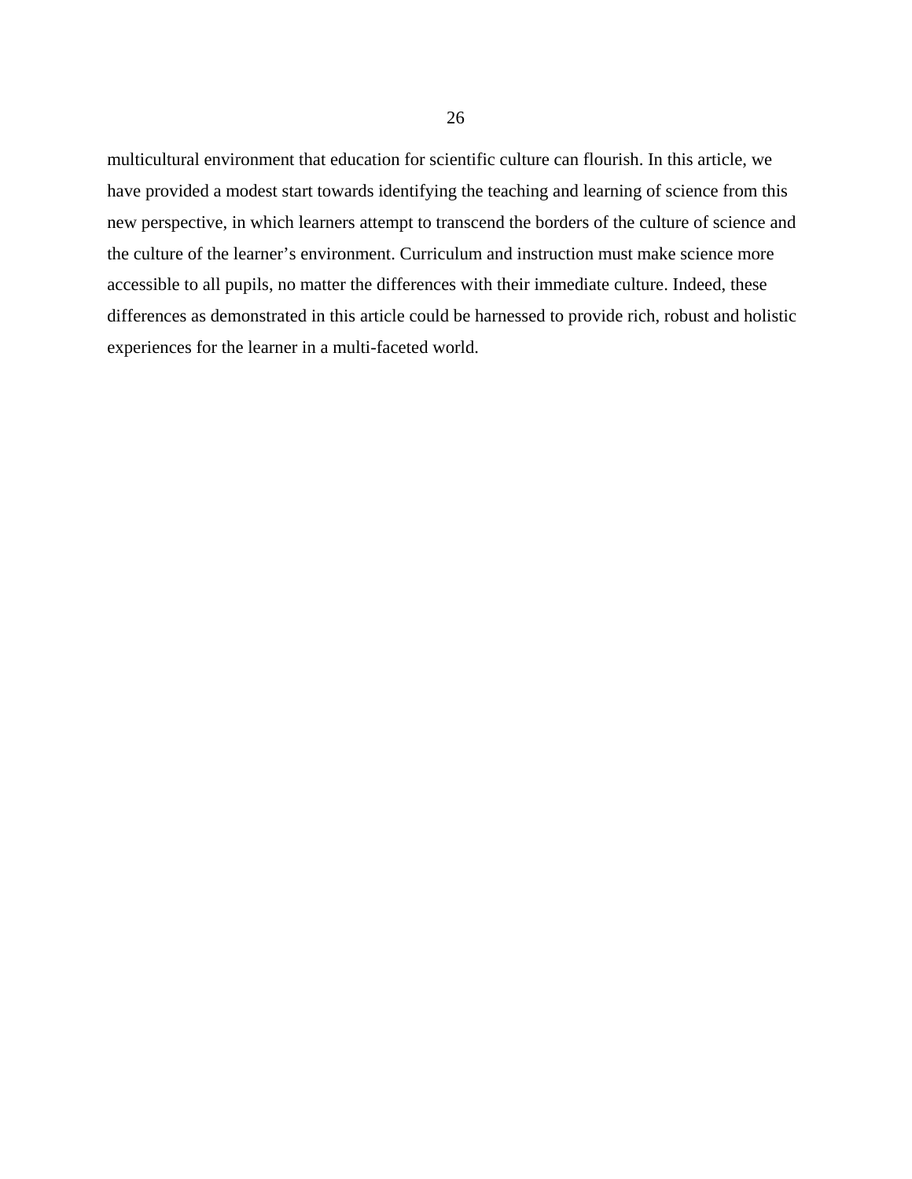multicultural environment that education for scientific culture can flourish. In this article, we have provided a modest start towards identifying the teaching and learning of science from this new perspective, in which learners attempt to transcend the borders of the culture of science and the culture of the learner's environment. Curriculum and instruction must make science more accessible to all pupils, no matter the differences with their immediate culture. Indeed, these differences as demonstrated in this article could be harnessed to provide rich, robust and holistic experiences for the learner in a multi-faceted world.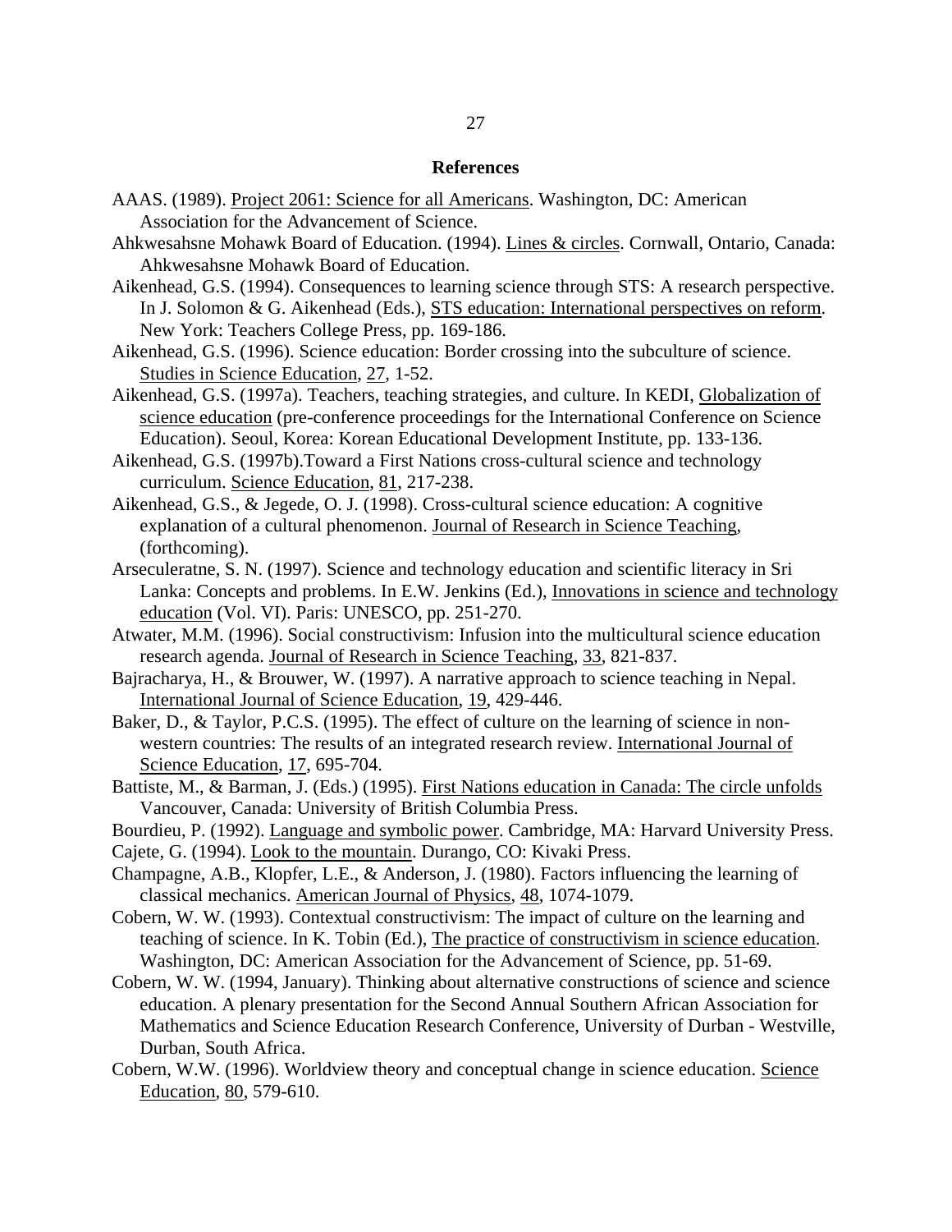## References

AAAS. (1989). Project 2061: Science for all Americans. Washington, DC: American Association for the Advancement of Science.

Ahkwesahsne Mohawk Board of Education. (1994). Lines & circles. Cornwall, Ontario, Canada: Ahkwesahsne Mohawk Board of Education.

Aikenhead, G.S. (1994). Consequences to learning science through STS: A research perspective. In J. Solomon & G. Aikenhead (Eds.), STS education: International perspectives on reform. New York: Teachers College Press, pp. 169-186.

Aikenhead, G.S. (1996). Science education: Border crossing into the subculture of science. Studies in Science Education, 27, 1-52.

Aikenhead, G.S. (1997a). Teachers, teaching strategies, and culture. In KEDI, Globalization of science education (pre-conference proceedings for the International Conference on Science Education). Seoul, Korea: Korean Educational Development Institute, pp. 133-136.

Aikenhead, G.S. (1997b).Toward a First Nations cross-cultural science and technology curriculum. Science Education, 81, 217-238.

Aikenhead, G.S., & Jegede, O. J. (1998). Cross-cultural science education: A cognitive explanation of a cultural phenomenon. Journal of Research in Science Teaching, (forthcoming).

Arseculeratne, S. N. (1997). Science and technology education and scientific literacy in Sri Lanka: Concepts and problems. In E.W. Jenkins (Ed.), Innovations in science and technology education (Vol. VI). Paris: UNESCO, pp. 251-270.

Atwater, M.M. (1996). Social constructivism: Infusion into the multicultural science education research agenda. Journal of Research in Science Teaching, 33, 821-837.

Bajracharya, H., & Brouwer, W. (1997). A narrative approach to science teaching in Nepal. International Journal of Science Education, 19, 429-446.

Baker, D., & Taylor, P.C.S. (1995). The effect of culture on the learning of science in non-western countries: The results of an integrated research review. International Journal of Science Education, 17, 695-704.

Battiste, M., & Barman, J. (Eds.) (1995). First Nations education in Canada: The circle unfolds Vancouver, Canada: University of British Columbia Press.

Bourdieu, P. (1992). Language and symbolic power. Cambridge, MA: Harvard University Press.

Cajete, G. (1994). Look to the mountain. Durango, CO: Kivaki Press.

Champagne, A.B., Klopfer, L.E., & Anderson, J. (1980). Factors influencing the learning of classical mechanics. American Journal of Physics, 48, 1074-1079.

Cobern, W. W. (1993). Contextual constructivism: The impact of culture on the learning and teaching of science. In K. Tobin (Ed.), The practice of constructivism in science education. Washington, DC: American Association for the Advancement of Science, pp. 51-69.

Cobern, W. W. (1994, January). Thinking about alternative constructions of science and science education. A plenary presentation for the Second Annual Southern African Association for Mathematics and Science Education Research Conference, University of Durban - Westville, Durban, South Africa.

Cobern, W.W. (1996). Worldview theory and conceptual change in science education. Science Education, 80, 579-610.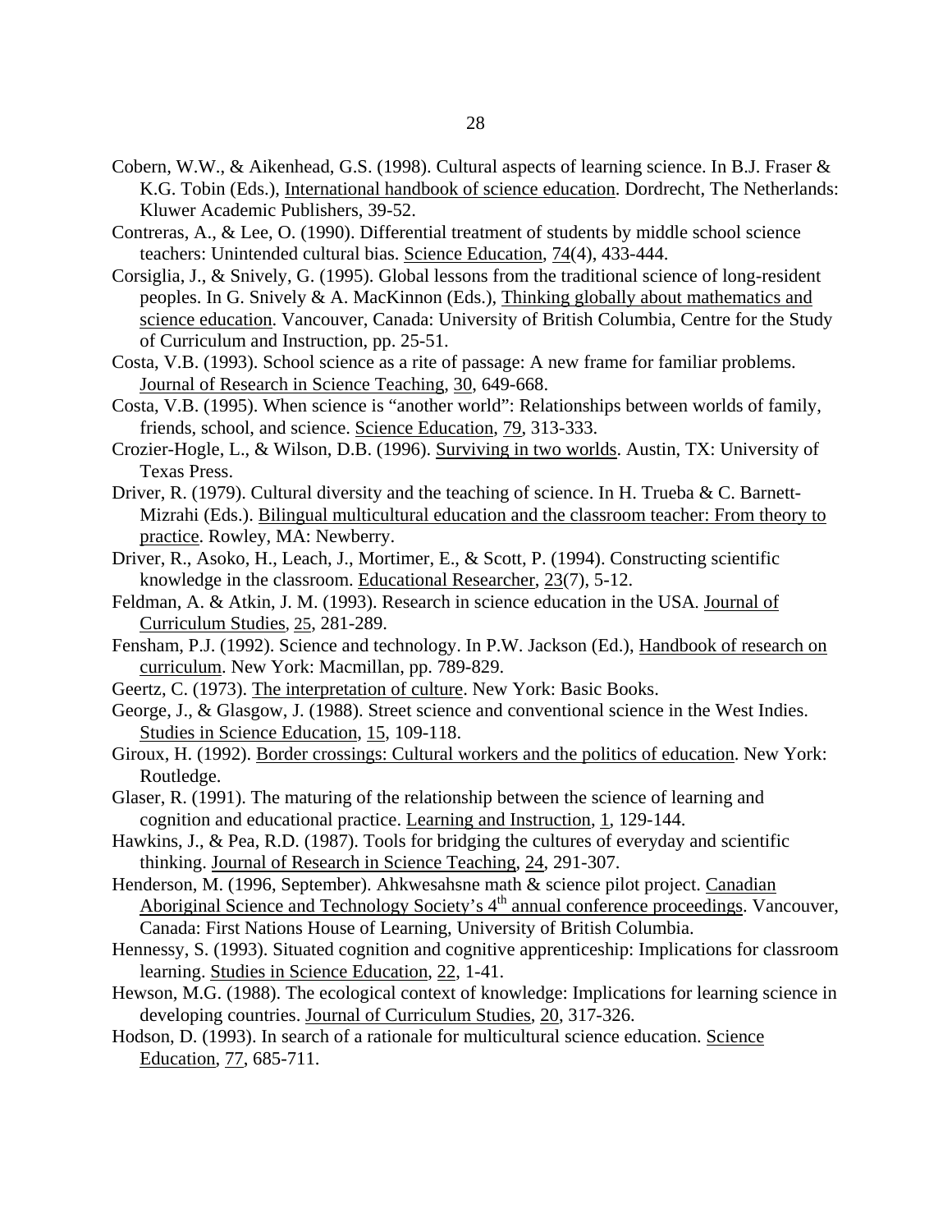Cobern, W.W., & Aikenhead, G.S. (1998). Cultural aspects of learning science. In B.J. Fraser & K.G. Tobin (Eds.), International handbook of science education. Dordrecht, The Netherlands: Kluwer Academic Publishers, 39-52.

Contreras, A., & Lee, O. (1990). Differential treatment of students by middle school science teachers: Unintended cultural bias. Science Education, 74(4), 433-444.

Corsiglia, J., & Snively, G. (1995). Global lessons from the traditional science of long-resident peoples. In G. Snively & A. MacKinnon (Eds.), Thinking globally about mathematics and science education. Vancouver, Canada: University of British Columbia, Centre for the Study of Curriculum and Instruction, pp. 25-51.

Costa, V.B. (1993). School science as a rite of passage: A new frame for familiar problems. Journal of Research in Science Teaching, 30, 649-668.

Costa, V.B. (1995). When science is "another world": Relationships between worlds of family, friends, school, and science. Science Education, 79, 313-333.

Crozier-Hogle, L., & Wilson, D.B. (1996). Surviving in two worlds. Austin, TX: University of Texas Press.

Driver, R. (1979). Cultural diversity and the teaching of science. In H. Trueba & C. Barnett-Mizrahi (Eds.). Bilingual multicultural education and the classroom teacher: From theory to practice. Rowley, MA: Newberry.

Driver, R., Asoko, H., Leach, J., Mortimer, E., & Scott, P. (1994). Constructing scientific knowledge in the classroom. Educational Researcher, 23(7), 5-12.

Feldman, A. & Atkin, J. M. (1993). Research in science education in the USA. Journal of Curriculum Studies, 25, 281-289.

Fensham, P.J. (1992). Science and technology. In P.W. Jackson (Ed.), Handbook of research on curriculum. New York: Macmillan, pp. 789-829.

Geertz, C. (1973). The interpretation of culture. New York: Basic Books.

George, J., & Glasgow, J. (1988). Street science and conventional science in the West Indies. Studies in Science Education, 15, 109-118.

Giroux, H. (1992). Border crossings: Cultural workers and the politics of education. New York: Routledge.

Glaser, R. (1991). The maturing of the relationship between the science of learning and cognition and educational practice. Learning and Instruction, 1, 129-144.

Hawkins, J., & Pea, R.D. (1987). Tools for bridging the cultures of everyday and scientific thinking. Journal of Research in Science Teaching, 24, 291-307.

Henderson, M. (1996, September). Ahkwesahsne math & science pilot project. Canadian Aboriginal Science and Technology Society's 4th annual conference proceedings. Vancouver, Canada: First Nations House of Learning, University of British Columbia.

Hennessy, S. (1993). Situated cognition and cognitive apprenticeship: Implications for classroom learning. Studies in Science Education, 22, 1-41.

Hewson, M.G. (1988). The ecological context of knowledge: Implications for learning science in developing countries. Journal of Curriculum Studies, 20, 317-326.

Hodson, D. (1993). In search of a rationale for multicultural science education. Science Education, 77, 685-711.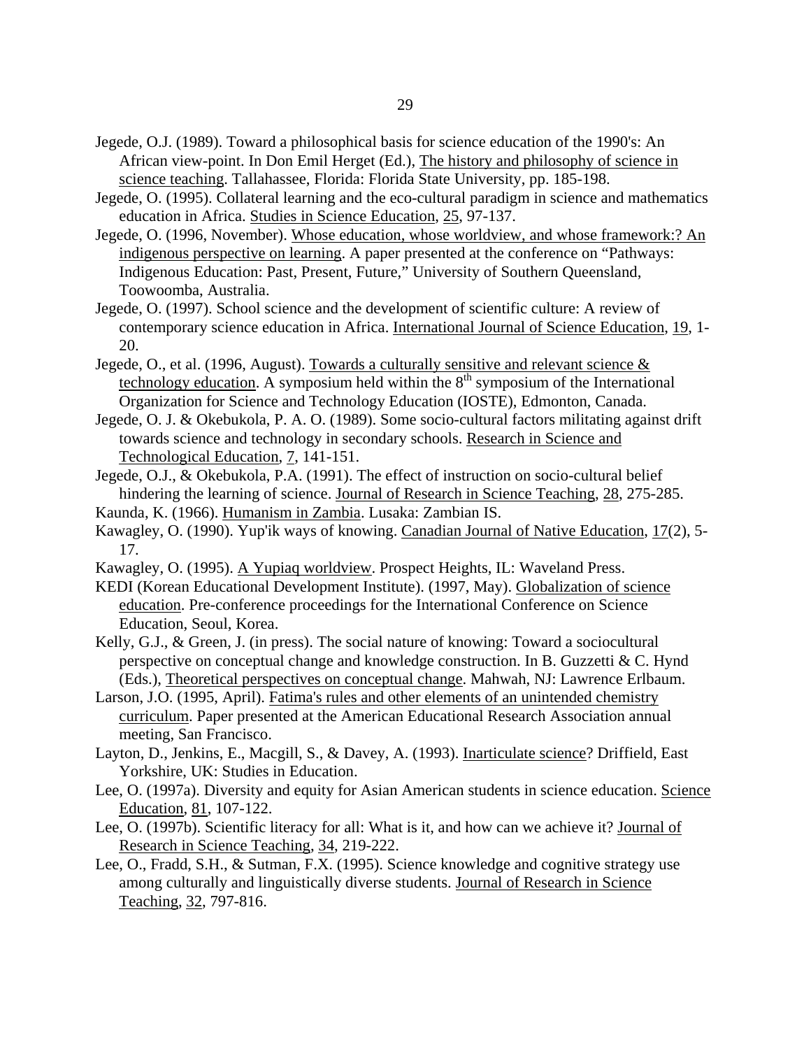Jegede, O.J. (1989). Toward a philosophical basis for science education of the 1990's: An African view-point. In Don Emil Herget (Ed.), The history and philosophy of science in science teaching. Tallahassee, Florida: Florida State University, pp. 185-198.

Jegede, O. (1995). Collateral learning and the eco-cultural paradigm in science and mathematics education in Africa. Studies in Science Education, 25, 97-137.

Jegede, O. (1996, November). Whose education, whose worldview, and whose framework:? An indigenous perspective on learning. A paper presented at the conference on "Pathways: Indigenous Education: Past, Present, Future," University of Southern Queensland, Toowoomba, Australia.

Jegede, O. (1997). School science and the development of scientific culture: A review of contemporary science education in Africa. International Journal of Science Education, 19, 1-20.

Jegede, O., et al. (1996, August). Towards a culturally sensitive and relevant science & technology education. A symposium held within the 8th symposium of the International Organization for Science and Technology Education (IOSTE), Edmonton, Canada.

Jegede, O. J. & Okebukola, P. A. O. (1989). Some socio-cultural factors militating against drift towards science and technology in secondary schools. Research in Science and Technological Education, 7, 141-151.

Jegede, O.J., & Okebukola, P.A. (1991). The effect of instruction on socio-cultural belief hindering the learning of science. Journal of Research in Science Teaching, 28, 275-285.

Kaunda, K. (1966). Humanism in Zambia. Lusaka: Zambian IS.

Kawagley, O. (1990). Yup'ik ways of knowing. Canadian Journal of Native Education, 17(2), 5-17.

Kawagley, O. (1995). A Yupiaq worldview. Prospect Heights, IL: Waveland Press.

KEDI (Korean Educational Development Institute). (1997, May). Globalization of science education. Pre-conference proceedings for the International Conference on Science Education, Seoul, Korea.

Kelly, G.J., & Green, J. (in press). The social nature of knowing: Toward a sociocultural perspective on conceptual change and knowledge construction. In B. Guzzetti & C. Hynd (Eds.), Theoretical perspectives on conceptual change. Mahwah, NJ: Lawrence Erlbaum.

Larson, J.O. (1995, April). Fatima's rules and other elements of an unintended chemistry curriculum. Paper presented at the American Educational Research Association annual meeting, San Francisco.

Layton, D., Jenkins, E., Macgill, S., & Davey, A. (1993). Inarticulate science? Driffield, East Yorkshire, UK: Studies in Education.

Lee, O. (1997a). Diversity and equity for Asian American students in science education. Science Education, 81, 107-122.

Lee, O. (1997b). Scientific literacy for all: What is it, and how can we achieve it? Journal of Research in Science Teaching, 34, 219-222.

Lee, O., Fradd, S.H., & Sutman, F.X. (1995). Science knowledge and cognitive strategy use among culturally and linguistically diverse students. Journal of Research in Science Teaching, 32, 797-816.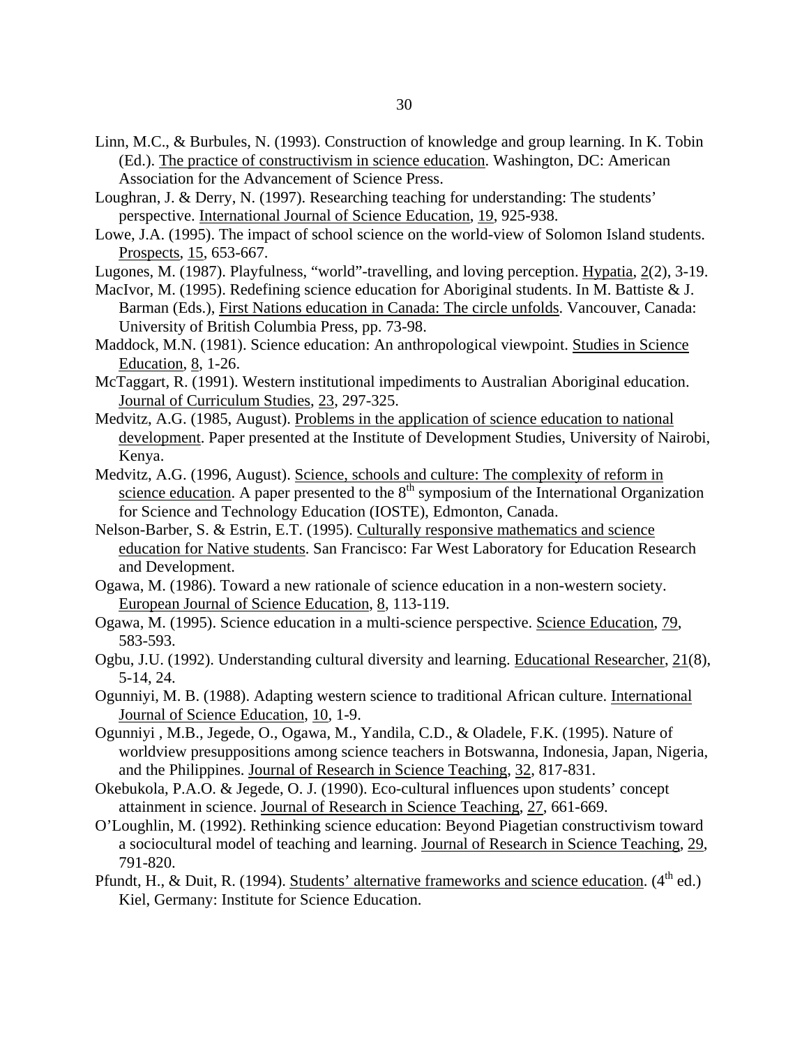Linn, M.C., & Burbules, N. (1993). Construction of knowledge and group learning. In K. Tobin (Ed.). The practice of constructivism in science education. Washington, DC: American Association for the Advancement of Science Press.

Loughran, J. & Derry, N. (1997). Researching teaching for understanding: The students' perspective. International Journal of Science Education, 19, 925-938.

Lowe, J.A. (1995). The impact of school science on the world-view of Solomon Island students. Prospects, 15, 653-667.

Lugones, M. (1987). Playfulness, "world"-travelling, and loving perception. Hypatia, 2(2), 3-19.

MacIvor, M. (1995). Redefining science education for Aboriginal students. In M. Battiste & J. Barman (Eds.), First Nations education in Canada: The circle unfolds. Vancouver, Canada: University of British Columbia Press, pp. 73-98.

Maddock, M.N. (1981). Science education: An anthropological viewpoint. Studies in Science Education, 8, 1-26.

McTaggart, R. (1991). Western institutional impediments to Australian Aboriginal education. Journal of Curriculum Studies, 23, 297-325.

Medvitz, A.G. (1985, August). Problems in the application of science education to national development. Paper presented at the Institute of Development Studies, University of Nairobi, Kenya.

Medvitz, A.G. (1996, August). Science, schools and culture: The complexity of reform in science education. A paper presented to the 8th symposium of the International Organization for Science and Technology Education (IOSTE), Edmonton, Canada.

Nelson-Barber, S. & Estrin, E.T. (1995). Culturally responsive mathematics and science education for Native students. San Francisco: Far West Laboratory for Education Research and Development.

Ogawa, M. (1986). Toward a new rationale of science education in a non-western society. European Journal of Science Education, 8, 113-119.

Ogawa, M. (1995). Science education in a multi-science perspective. Science Education, 79, 583-593.

Ogbu, J.U. (1992). Understanding cultural diversity and learning. Educational Researcher, 21(8), 5-14, 24.

Ogunniyi, M. B. (1988). Adapting western science to traditional African culture. International Journal of Science Education, 10, 1-9.

Ogunniyi , M.B., Jegede, O., Ogawa, M., Yandila, C.D., & Oladele, F.K. (1995). Nature of worldview presuppositions among science teachers in Botswanna, Indonesia, Japan, Nigeria, and the Philippines. Journal of Research in Science Teaching, 32, 817-831.

Okebukola, P.A.O. & Jegede, O. J. (1990). Eco-cultural influences upon students' concept attainment in science. Journal of Research in Science Teaching, 27, 661-669.

O'Loughlin, M. (1992). Rethinking science education: Beyond Piagetian constructivism toward a sociocultural model of teaching and learning. Journal of Research in Science Teaching, 29, 791-820.

Pfundt, H., & Duit, R. (1994). Students' alternative frameworks and science education. (4th ed.) Kiel, Germany: Institute for Science Education.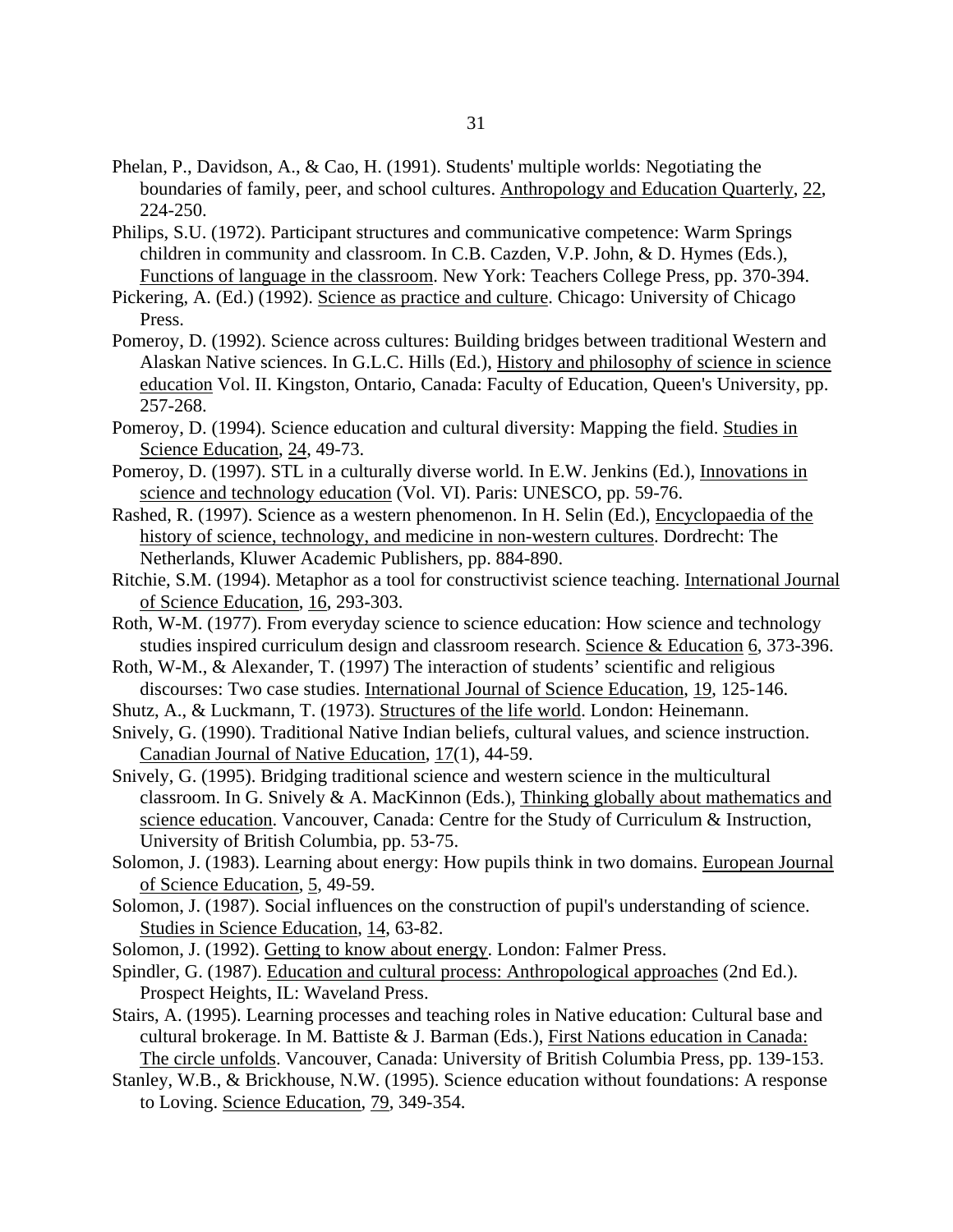Phelan, P., Davidson, A., & Cao, H. (1991). Students' multiple worlds: Negotiating the boundaries of family, peer, and school cultures. Anthropology and Education Quarterly, 22, 224-250.

Philips, S.U. (1972). Participant structures and communicative competence: Warm Springs children in community and classroom. In C.B. Cazden, V.P. John, & D. Hymes (Eds.), Functions of language in the classroom. New York: Teachers College Press, pp. 370-394.

Pickering, A. (Ed.) (1992). Science as practice and culture. Chicago: University of Chicago Press.

Pomeroy, D. (1992). Science across cultures: Building bridges between traditional Western and Alaskan Native sciences. In G.L.C. Hills (Ed.), History and philosophy of science in science education Vol. II. Kingston, Ontario, Canada: Faculty of Education, Queen's University, pp. 257-268.

Pomeroy, D. (1994). Science education and cultural diversity: Mapping the field. Studies in Science Education, 24, 49-73.

Pomeroy, D. (1997). STL in a culturally diverse world. In E.W. Jenkins (Ed.), Innovations in science and technology education (Vol. VI). Paris: UNESCO, pp. 59-76.

Rashed, R. (1997). Science as a western phenomenon. In H. Selin (Ed.), Encyclopaedia of the history of science, technology, and medicine in non-western cultures. Dordrecht: The Netherlands, Kluwer Academic Publishers, pp. 884-890.

Ritchie, S.M. (1994). Metaphor as a tool for constructivist science teaching. International Journal of Science Education, 16, 293-303.

Roth, W-M. (1977). From everyday science to science education: How science and technology studies inspired curriculum design and classroom research. Science & Education 6, 373-396.

Roth, W-M., & Alexander, T. (1997) The interaction of students' scientific and religious discourses: Two case studies. International Journal of Science Education, 19, 125-146.

Shutz, A., & Luckmann, T. (1973). Structures of the life world. London: Heinemann.

Snively, G. (1990). Traditional Native Indian beliefs, cultural values, and science instruction. Canadian Journal of Native Education, 17(1), 44-59.

Snively, G. (1995). Bridging traditional science and western science in the multicultural classroom. In G. Snively & A. MacKinnon (Eds.), Thinking globally about mathematics and science education. Vancouver, Canada: Centre for the Study of Curriculum & Instruction, University of British Columbia, pp. 53-75.

Solomon, J. (1983). Learning about energy: How pupils think in two domains. European Journal of Science Education, 5, 49-59.

Solomon, J. (1987). Social influences on the construction of pupil's understanding of science. Studies in Science Education, 14, 63-82.

Solomon, J. (1992). Getting to know about energy. London: Falmer Press.

Spindler, G. (1987). Education and cultural process: Anthropological approaches (2nd Ed.). Prospect Heights, IL: Waveland Press.

Stairs, A. (1995). Learning processes and teaching roles in Native education: Cultural base and cultural brokerage. In M. Battiste & J. Barman (Eds.), First Nations education in Canada: The circle unfolds. Vancouver, Canada: University of British Columbia Press, pp. 139-153.

Stanley, W.B., & Brickhouse, N.W. (1995). Science education without foundations: A response to Loving. Science Education, 79, 349-354.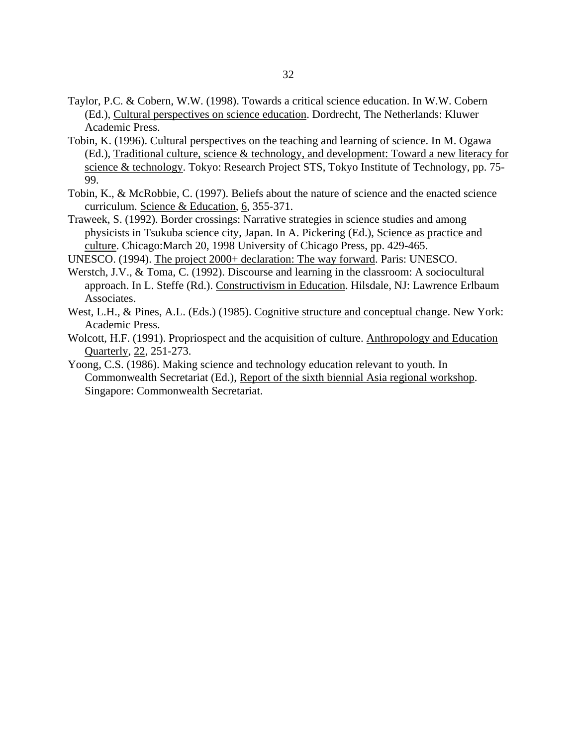Taylor, P.C. & Cobern, W.W. (1998). Towards a critical science education. In W.W. Cobern (Ed.), Cultural perspectives on science education. Dordrecht, The Netherlands: Kluwer Academic Press.

Tobin, K. (1996). Cultural perspectives on the teaching and learning of science. In M. Ogawa (Ed.), Traditional culture, science & technology, and development: Toward a new literacy for science & technology. Tokyo: Research Project STS, Tokyo Institute of Technology, pp. 75-99.

Tobin, K., & McRobbie, C. (1997). Beliefs about the nature of science and the enacted science curriculum. Science & Education, 6, 355-371.

Traweek, S. (1992). Border crossings: Narrative strategies in science studies and among physicists in Tsukuba science city, Japan. In A. Pickering (Ed.), Science as practice and culture. Chicago:March 20, 1998 University of Chicago Press, pp. 429-465.

UNESCO. (1994). The project 2000+ declaration: The way forward. Paris: UNESCO.

Werstch, J.V., & Toma, C. (1992). Discourse and learning in the classroom: A sociocultural approach. In L. Steffe (Rd.). Constructivism in Education. Hilsdale, NJ: Lawrence Erlbaum Associates.

West, L.H., & Pines, A.L. (Eds.) (1985). Cognitive structure and conceptual change. New York: Academic Press.

Wolcott, H.F. (1991). Propriospect and the acquisition of culture. Anthropology and Education Quarterly, 22, 251-273.

Yoong, C.S. (1986). Making science and technology education relevant to youth. In Commonwealth Secretariat (Ed.), Report of the sixth biennial Asia regional workshop. Singapore: Commonwealth Secretariat.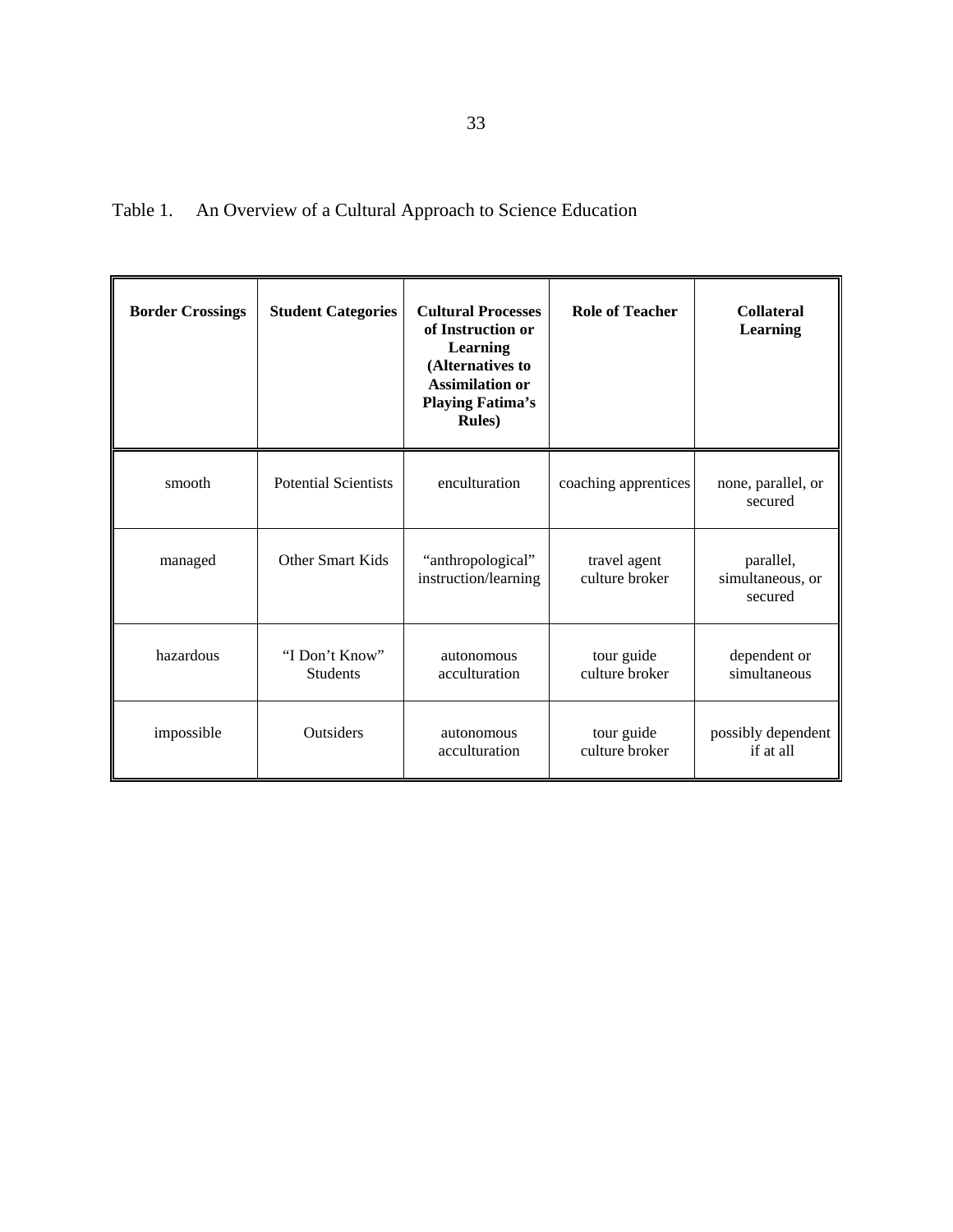Table 1. An Overview of a Cultural Approach to Science Education

| Border Crossings | Student Categories | Cultural Processes of Instruction or Learning (Alternatives to Assimilation or Playing Fatima's Rules) | Role of Teacher | Collateral Learning |
|---|---|---|---|---|
| smooth | Potential Scientists | enculturation | coaching apprentices | none, parallel, or secured |
| managed | Other Smart Kids | "anthropological" instruction/learning | travel agent culture broker | parallel, simultaneous, or secured |
| hazardous | "I Don't Know" Students | autonomous acculturation | tour guide culture broker | dependent or simultaneous |
| impossible | Outsiders | autonomous acculturation | tour guide culture broker | possibly dependent if at all |